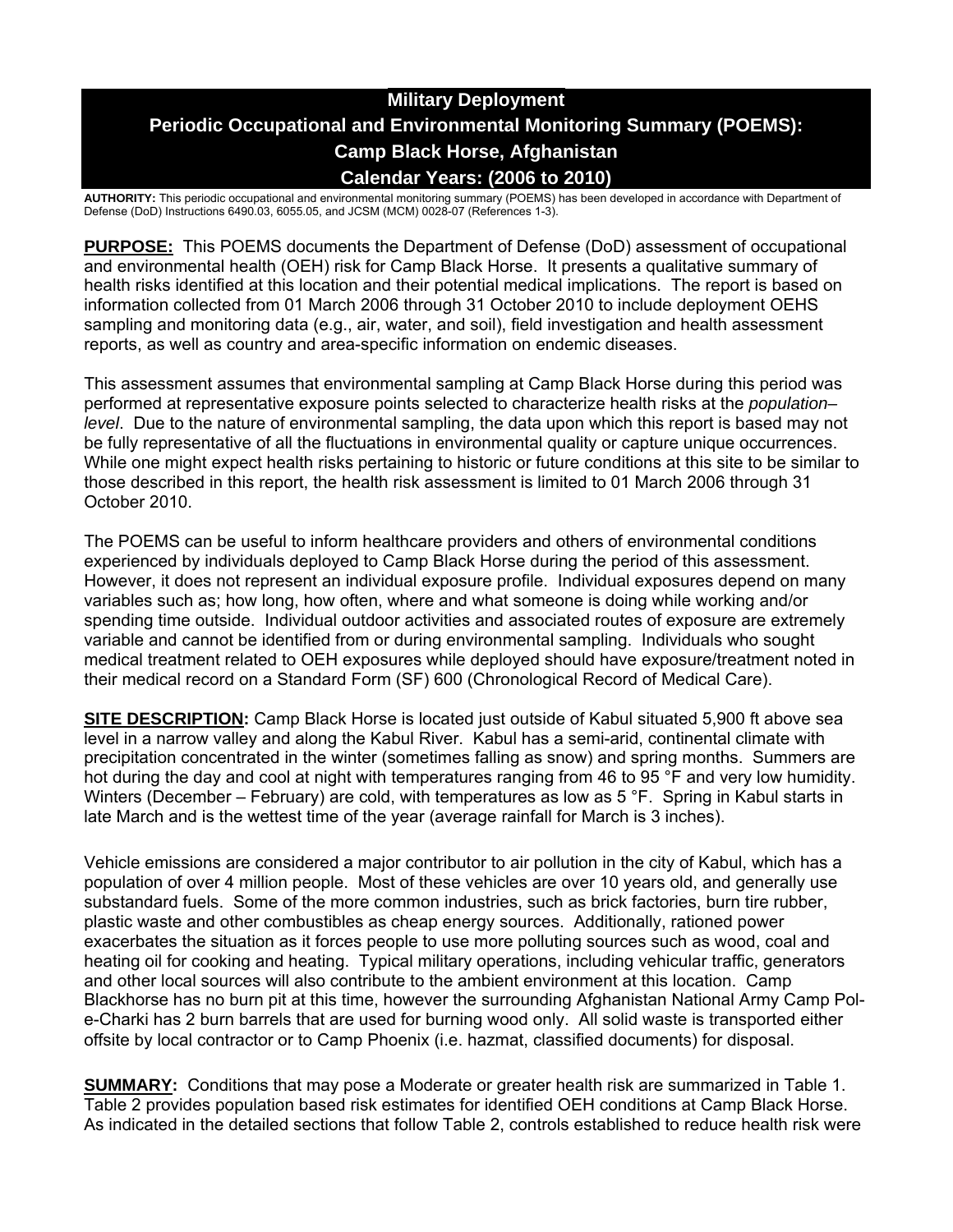# Military Deployment
# Periodic Occupational and Environmental Monitoring Summary (POEMS): Camp Black Horse, Afghanistan
# Calendar Years: (2006 to 2010)

**AUTHORITY:** This periodic occupational and environmental monitoring summary (POEMS) has been developed in accordance with Department of Defense (DoD) Instructions 6490.03, 6055.05, and JCSM (MCM) 0028-07 (References 1-3).

**PURPOSE:** This POEMS documents the Department of Defense (DoD) assessment of occupational and environmental health (OEH) risk for Camp Black Horse. It presents a qualitative summary of health risks identified at this location and their potential medical implications. The report is based on information collected from 01 March 2006 through 31 October 2010 to include deployment OEHS sampling and monitoring data (e.g., air, water, and soil), field investigation and health assessment reports, as well as country and area-specific information on endemic diseases.

This assessment assumes that environmental sampling at Camp Black Horse during this period was performed at representative exposure points selected to characterize health risks at the *population–level*. Due to the nature of environmental sampling, the data upon which this report is based may not be fully representative of all the fluctuations in environmental quality or capture unique occurrences. While one might expect health risks pertaining to historic or future conditions at this site to be similar to those described in this report, the health risk assessment is limited to 01 March 2006 through 31 October 2010.

The POEMS can be useful to inform healthcare providers and others of environmental conditions experienced by individuals deployed to Camp Black Horse during the period of this assessment. However, it does not represent an individual exposure profile. Individual exposures depend on many variables such as; how long, how often, where and what someone is doing while working and/or spending time outside. Individual outdoor activities and associated routes of exposure are extremely variable and cannot be identified from or during environmental sampling. Individuals who sought medical treatment related to OEH exposures while deployed should have exposure/treatment noted in their medical record on a Standard Form (SF) 600 (Chronological Record of Medical Care).

**SITE DESCRIPTION:** Camp Black Horse is located just outside of Kabul situated 5,900 ft above sea level in a narrow valley and along the Kabul River. Kabul has a semi-arid, continental climate with precipitation concentrated in the winter (sometimes falling as snow) and spring months. Summers are hot during the day and cool at night with temperatures ranging from 46 to 95 °F and very low humidity. Winters (December – February) are cold, with temperatures as low as 5 °F. Spring in Kabul starts in late March and is the wettest time of the year (average rainfall for March is 3 inches).

Vehicle emissions are considered a major contributor to air pollution in the city of Kabul, which has a population of over 4 million people. Most of these vehicles are over 10 years old, and generally use substandard fuels. Some of the more common industries, such as brick factories, burn tire rubber, plastic waste and other combustibles as cheap energy sources. Additionally, rationed power exacerbates the situation as it forces people to use more polluting sources such as wood, coal and heating oil for cooking and heating. Typical military operations, including vehicular traffic, generators and other local sources will also contribute to the ambient environment at this location. Camp Blackhorse has no burn pit at this time, however the surrounding Afghanistan National Army Camp Pol-e-Charki has 2 burn barrels that are used for burning wood only. All solid waste is transported either offsite by local contractor or to Camp Phoenix (i.e. hazmat, classified documents) for disposal.

**SUMMARY:** Conditions that may pose a Moderate or greater health risk are summarized in Table 1. Table 2 provides population based risk estimates for identified OEH conditions at Camp Black Horse. As indicated in the detailed sections that follow Table 2, controls established to reduce health risk were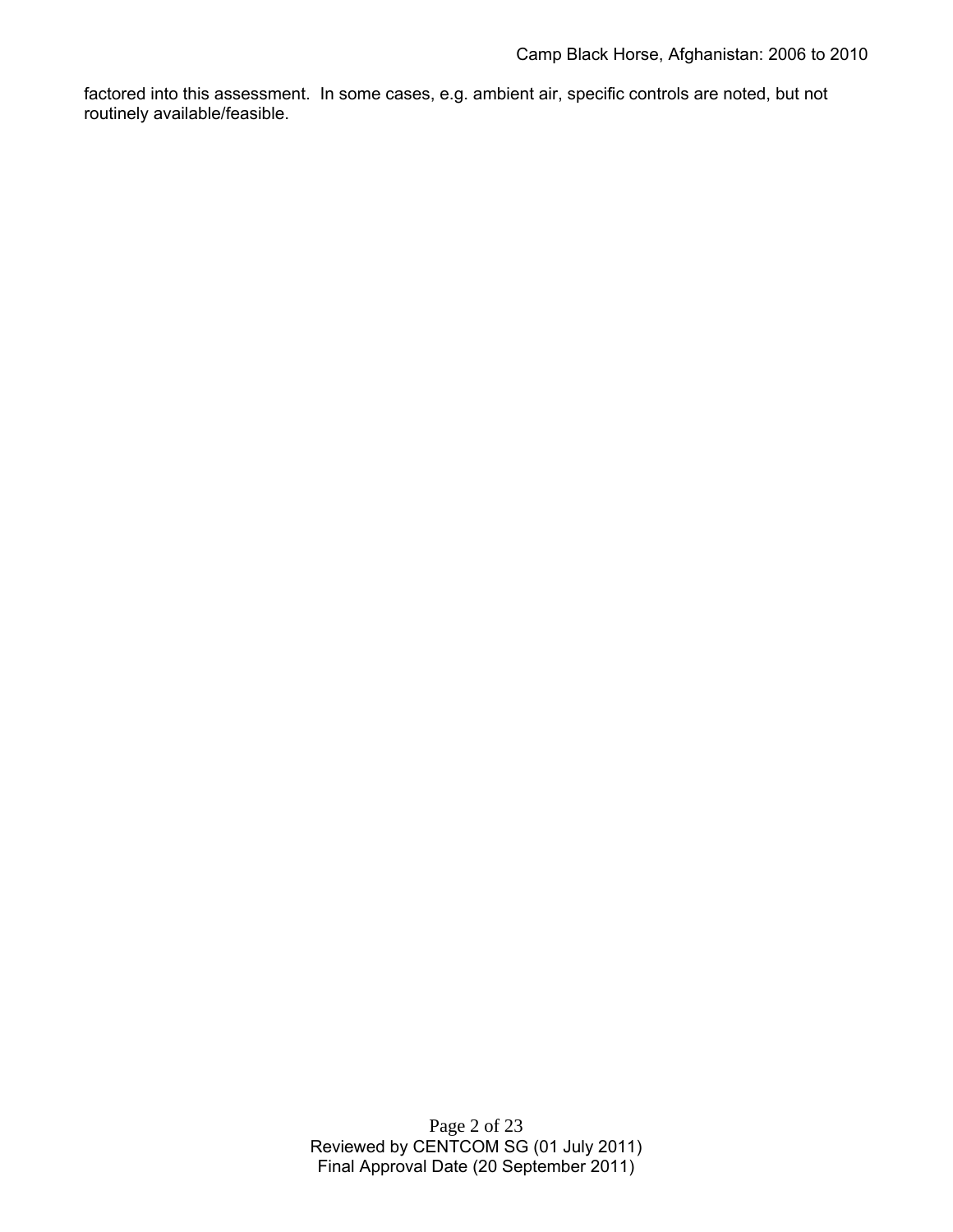factored into this assessment. In some cases, e.g. ambient air, specific controls are noted, but not routinely available/feasible.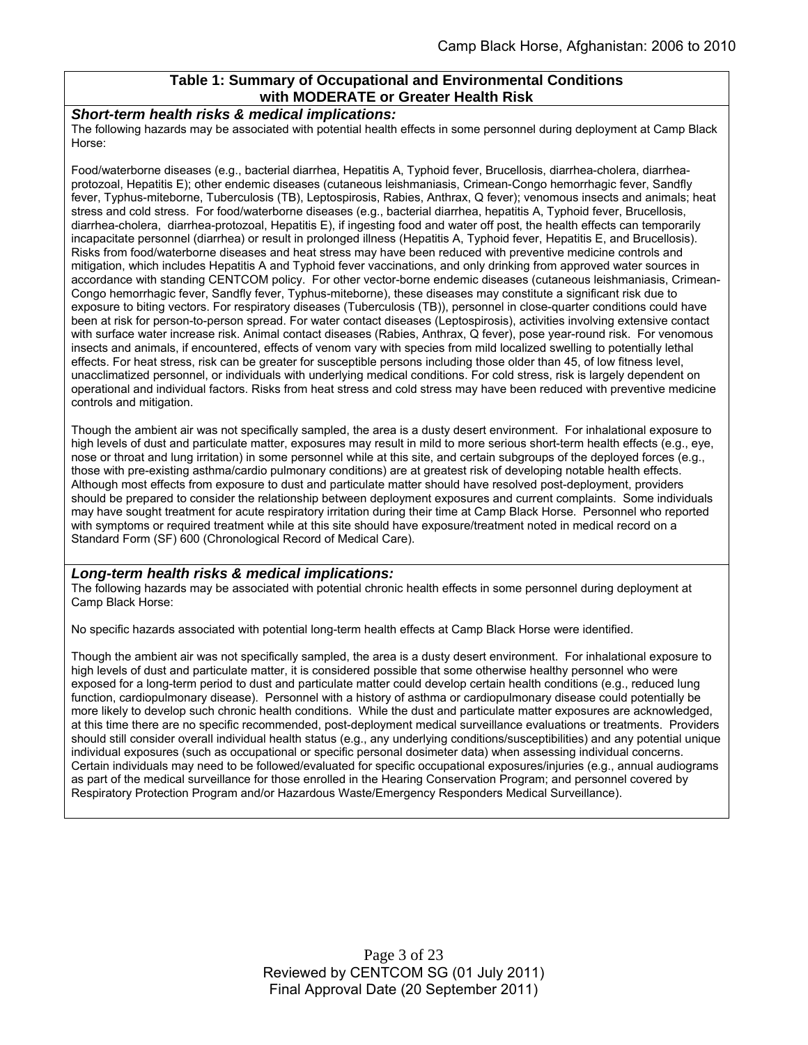### Table 1: Summary of Occupational and Environmental Conditions with MODERATE or Greater Health Risk

***Short-term health risks & medical implications:***

The following hazards may be associated with potential health effects in some personnel during deployment at Camp Black Horse:

Food/waterborne diseases (e.g., bacterial diarrhea, Hepatitis A, Typhoid fever, Brucellosis, diarrhea-cholera, diarrhea-protozoal, Hepatitis E); other endemic diseases (cutaneous leishmaniasis, Crimean-Congo hemorrhagic fever, Sandfly fever, Typhus-miteborne, Tuberculosis (TB), Leptospirosis, Rabies, Anthrax, Q fever); venomous insects and animals; heat stress and cold stress. For food/waterborne diseases (e.g., bacterial diarrhea, hepatitis A, Typhoid fever, Brucellosis, diarrhea-cholera, diarrhea-protozoal, Hepatitis E), if ingesting food and water off post, the health effects can temporarily incapacitate personnel (diarrhea) or result in prolonged illness (Hepatitis A, Typhoid fever, Hepatitis E, and Brucellosis). Risks from food/waterborne diseases and heat stress may have been reduced with preventive medicine controls and mitigation, which includes Hepatitis A and Typhoid fever vaccinations, and only drinking from approved water sources in accordance with standing CENTCOM policy. For other vector-borne endemic diseases (cutaneous leishmaniasis, Crimean-Congo hemorrhagic fever, Sandfly fever, Typhus-miteborne), these diseases may constitute a significant risk due to exposure to biting vectors. For respiratory diseases (Tuberculosis (TB)), personnel in close-quarter conditions could have been at risk for person-to-person spread. For water contact diseases (Leptospirosis), activities involving extensive contact with surface water increase risk. Animal contact diseases (Rabies, Anthrax, Q fever), pose year-round risk. For venomous insects and animals, if encountered, effects of venom vary with species from mild localized swelling to potentially lethal effects. For heat stress, risk can be greater for susceptible persons including those older than 45, of low fitness level, unacclimatized personnel, or individuals with underlying medical conditions. For cold stress, risk is largely dependent on operational and individual factors. Risks from heat stress and cold stress may have been reduced with preventive medicine controls and mitigation.

Though the ambient air was not specifically sampled, the area is a dusty desert environment. For inhalational exposure to high levels of dust and particulate matter, exposures may result in mild to more serious short-term health effects (e.g., eye, nose or throat and lung irritation) in some personnel while at this site, and certain subgroups of the deployed forces (e.g., those with pre-existing asthma/cardio pulmonary conditions) are at greatest risk of developing notable health effects. Although most effects from exposure to dust and particulate matter should have resolved post-deployment, providers should be prepared to consider the relationship between deployment exposures and current complaints. Some individuals may have sought treatment for acute respiratory irritation during their time at Camp Black Horse. Personnel who reported with symptoms or required treatment while at this site should have exposure/treatment noted in medical record on a Standard Form (SF) 600 (Chronological Record of Medical Care).

***Long-term health risks & medical implications:***

The following hazards may be associated with potential chronic health effects in some personnel during deployment at Camp Black Horse:

No specific hazards associated with potential long-term health effects at Camp Black Horse were identified.

Though the ambient air was not specifically sampled, the area is a dusty desert environment. For inhalational exposure to high levels of dust and particulate matter, it is considered possible that some otherwise healthy personnel who were exposed for a long-term period to dust and particulate matter could develop certain health conditions (e.g., reduced lung function, cardiopulmonary disease). Personnel with a history of asthma or cardiopulmonary disease could potentially be more likely to develop such chronic health conditions. While the dust and particulate matter exposures are acknowledged, at this time there are no specific recommended, post-deployment medical surveillance evaluations or treatments. Providers should still consider overall individual health status (e.g., any underlying conditions/susceptibilities) and any potential unique individual exposures (such as occupational or specific personal dosimeter data) when assessing individual concerns. Certain individuals may need to be followed/evaluated for specific occupational exposures/injuries (e.g., annual audiograms as part of the medical surveillance for those enrolled in the Hearing Conservation Program; and personnel covered by Respiratory Protection Program and/or Hazardous Waste/Emergency Responders Medical Surveillance).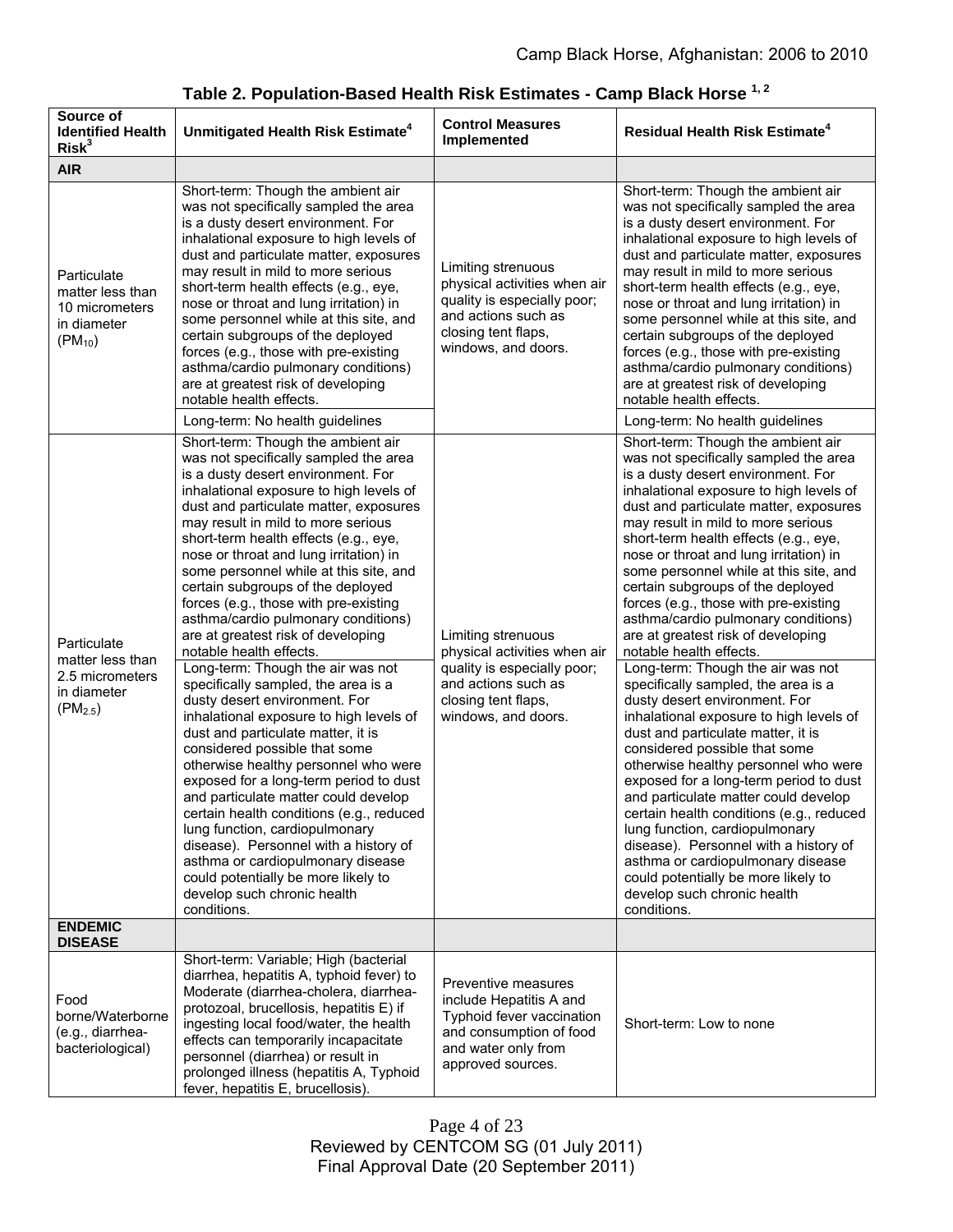**Table 2. Population-Based Health Risk Estimates - Camp Black Horse [1, 2]**

| Source of Identified Health Risk[3] | Unmitigated Health Risk Estimate[4] | Control Measures Implemented | Residual Health Risk Estimate[4] |
|---|---|---|---|
| **AIR** | | | |
| Particulate matter less than 10 micrometers in diameter ($PM_{10}$) | Short-term: Though the ambient air was not specifically sampled the area is a dusty desert environment. For inhalational exposure to high levels of dust and particulate matter, exposures may result in mild to more serious short-term health effects (e.g., eye, nose or throat and lung irritation) in some personnel while at this site, and certain subgroups of the deployed forces (e.g., those with pre-existing asthma/cardio pulmonary conditions) are at greatest risk of developing notable health effects. | Limiting strenuous physical activities when air quality is especially poor; and actions such as closing tent flaps, windows, and doors. | Short-term: Though the ambient air was not specifically sampled the area is a dusty desert environment. For inhalational exposure to high levels of dust and particulate matter, exposures may result in mild to more serious short-term health effects (e.g., eye, nose or throat and lung irritation) in some personnel while at this site, and certain subgroups of the deployed forces (e.g., those with pre-existing asthma/cardio pulmonary conditions) are at greatest risk of developing notable health effects. |
| | Long-term: No health guidelines | | Long-term: No health guidelines |
| Particulate matter less than 2.5 micrometers in diameter ($PM_{2.5}$) | Short-term: Though the ambient air was not specifically sampled the area is a dusty desert environment. For inhalational exposure to high levels of dust and particulate matter, exposures may result in mild to more serious short-term health effects (e.g., eye, nose or throat and lung irritation) in some personnel while at this site, and certain subgroups of the deployed forces (e.g., those with pre-existing asthma/cardio pulmonary conditions) are at greatest risk of developing notable health effects. | Limiting strenuous physical activities when air quality is especially poor; and actions such as closing tent flaps, windows, and doors. | Short-term: Though the ambient air was not specifically sampled the area is a dusty desert environment. For inhalational exposure to high levels of dust and particulate matter, exposures may result in mild to more serious short-term health effects (e.g., eye, nose or throat and lung irritation) in some personnel while at this site, and certain subgroups of the deployed forces (e.g., those with pre-existing asthma/cardio pulmonary conditions) are at greatest risk of developing notable health effects. |
| | Long-term: Though the air was not specifically sampled, the area is a dusty desert environment. For inhalational exposure to high levels of dust and particulate matter, it is considered possible that some otherwise healthy personnel who were exposed for a long-term period to dust and particulate matter could develop certain health conditions (e.g., reduced lung function, cardiopulmonary disease). Personnel with a history of asthma or cardiopulmonary disease could potentially be more likely to develop such chronic health conditions. | | Long-term: Though the air was not specifically sampled, the area is a dusty desert environment. For inhalational exposure to high levels of dust and particulate matter, it is considered possible that some otherwise healthy personnel who were exposed for a long-term period to dust and particulate matter could develop certain health conditions (e.g., reduced lung function, cardiopulmonary disease). Personnel with a history of asthma or cardiopulmonary disease could potentially be more likely to develop such chronic health conditions. |
| **ENDEMIC DISEASE** | | | |
| Food borne/Waterborne (e.g., diarrhea-bacteriological) | Short-term: Variable; High (bacterial diarrhea, hepatitis A, typhoid fever) to Moderate (diarrhea-cholera, diarrhea-protozoal, brucellosis, hepatitis E) if ingesting local food/water, the health effects can temporarily incapacitate personnel (diarrhea) or result in prolonged illness (hepatitis A, Typhoid fever, hepatitis E, brucellosis). | Preventive measures include Hepatitis A and Typhoid fever vaccination and consumption of food and water only from approved sources. | Short-term: Low to none |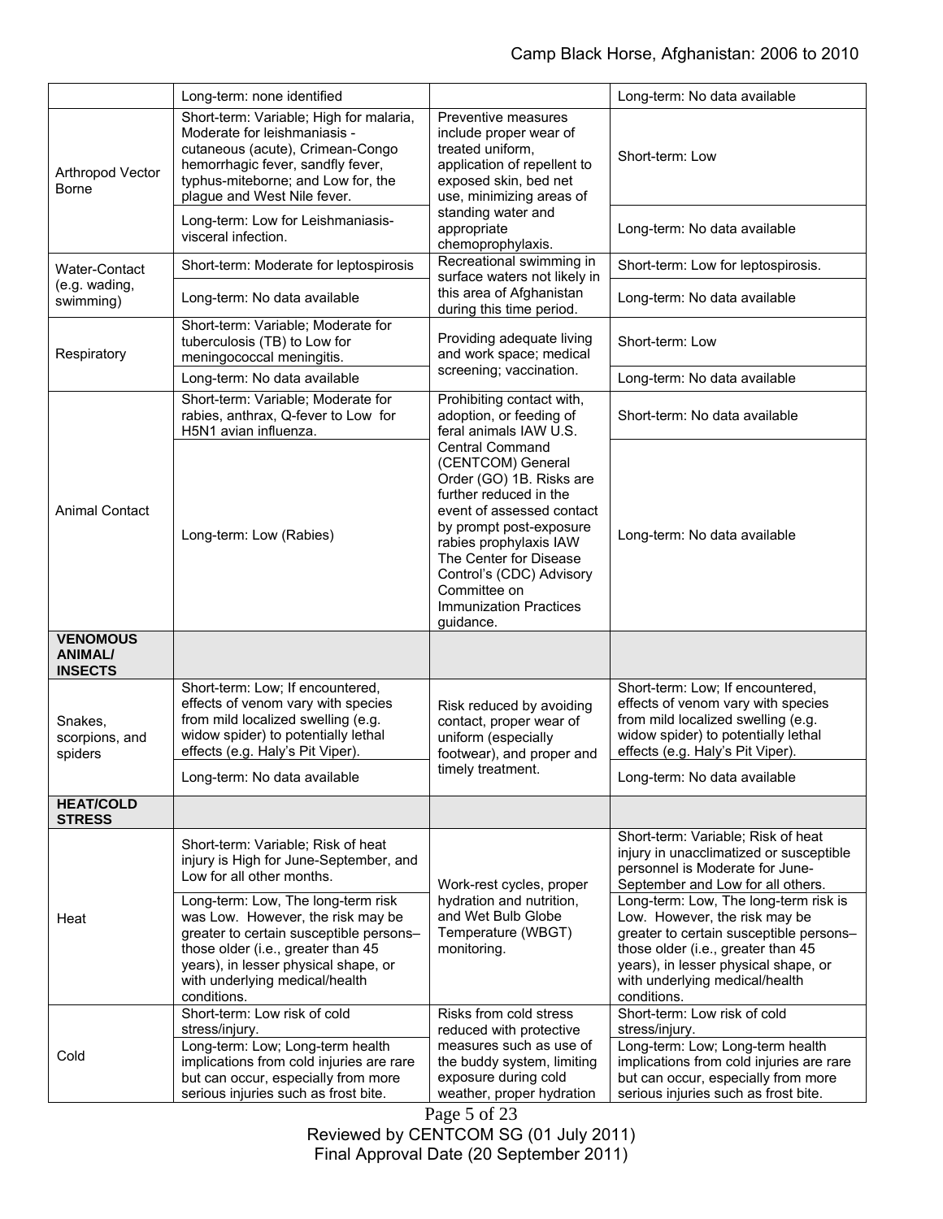| | | | |
|---|---|---|---|
| | Long-term: none identified | | Long-term: No data available |
| Arthropod Vector Borne | Short-term: Variable; High for malaria, Moderate for leishmaniasis - cutaneous (acute), Crimean-Congo hemorrhagic fever, sandfly fever, typhus-miteborne; and Low for, the plague and West Nile fever. | Preventive measures include proper wear of treated uniform, application of repellent to exposed skin, bed net use, minimizing areas of standing water and appropriate chemoprophylaxis. | Short-term: Low |
| | Long-term: Low for Leishmaniasis-visceral infection. | | Long-term: No data available |
| Water-Contact (e.g. wading, swimming) | Short-term: Moderate for leptospirosis | Recreational swimming in surface waters not likely in this area of Afghanistan during this time period. | Short-term: Low for leptospirosis. |
| | Long-term: No data available | | Long-term: No data available |
| Respiratory | Short-term: Variable; Moderate for tuberculosis (TB) to Low for meningococcal meningitis. | Providing adequate living and work space; medical screening; vaccination. | Short-term: Low |
| | Long-term: No data available | | Long-term: No data available |
| Animal Contact | Short-term: Variable; Moderate for rabies, anthrax, Q-fever to Low for H5N1 avian influenza. | Prohibiting contact with, adoption, or feeding of feral animals IAW U.S. Central Command (CENTCOM) General Order (GO) 1B. Risks are further reduced in the event of assessed contact by prompt post-exposure rabies prophylaxis IAW The Center for Disease Control's (CDC) Advisory Committee on Immunization Practices guidance. | Short-term: No data available |
| | Long-term: Low (Rabies) | | Long-term: No data available |
| **VENOMOUS ANIMAL/ INSECTS** | | | |
| Snakes, scorpions, and spiders | Short-term: Low; If encountered, effects of venom vary with species from mild localized swelling (e.g. widow spider) to potentially lethal effects (e.g. Haly's Pit Viper). | Risk reduced by avoiding contact, proper wear of uniform (especially footwear), and proper and timely treatment. | Short-term: Low; If encountered, effects of venom vary with species from mild localized swelling (e.g. widow spider) to potentially lethal effects (e.g. Haly's Pit Viper). |
| | Long-term: No data available | | Long-term: No data available |
| **HEAT/COLD STRESS** | | | |
| Heat | Short-term: Variable; Risk of heat injury is High for June-September, and Low for all other months. | Work-rest cycles, proper hydration and nutrition, and Wet Bulb Globe Temperature (WBGT) monitoring. | Short-term: Variable; Risk of heat injury in unacclimatized or susceptible personnel is Moderate for June-September and Low for all others. |
| | Long-term: Low, The long-term risk was Low. However, the risk may be greater to certain susceptible persons– those older (i.e., greater than 45 years), in lesser physical shape, or with underlying medical/health conditions. | | Long-term: Low, The long-term risk is Low. However, the risk may be greater to certain susceptible persons– those older (i.e., greater than 45 years), in lesser physical shape, or with underlying medical/health conditions. |
| Cold | Short-term: Low risk of cold stress/injury. | Risks from cold stress reduced with protective measures such as use of the buddy system, limiting exposure during cold weather, proper hydration | Short-term: Low risk of cold stress/injury. |
| | Long-term: Low; Long-term health implications from cold injuries are rare but can occur, especially from more serious injuries such as frost bite. | | Long-term: Low; Long-term health implications from cold injuries are rare but can occur, especially from more serious injuries such as frost bite. |

Reviewed by CENTCOM SG (01 July 2011)
Final Approval Date (20 September 2011)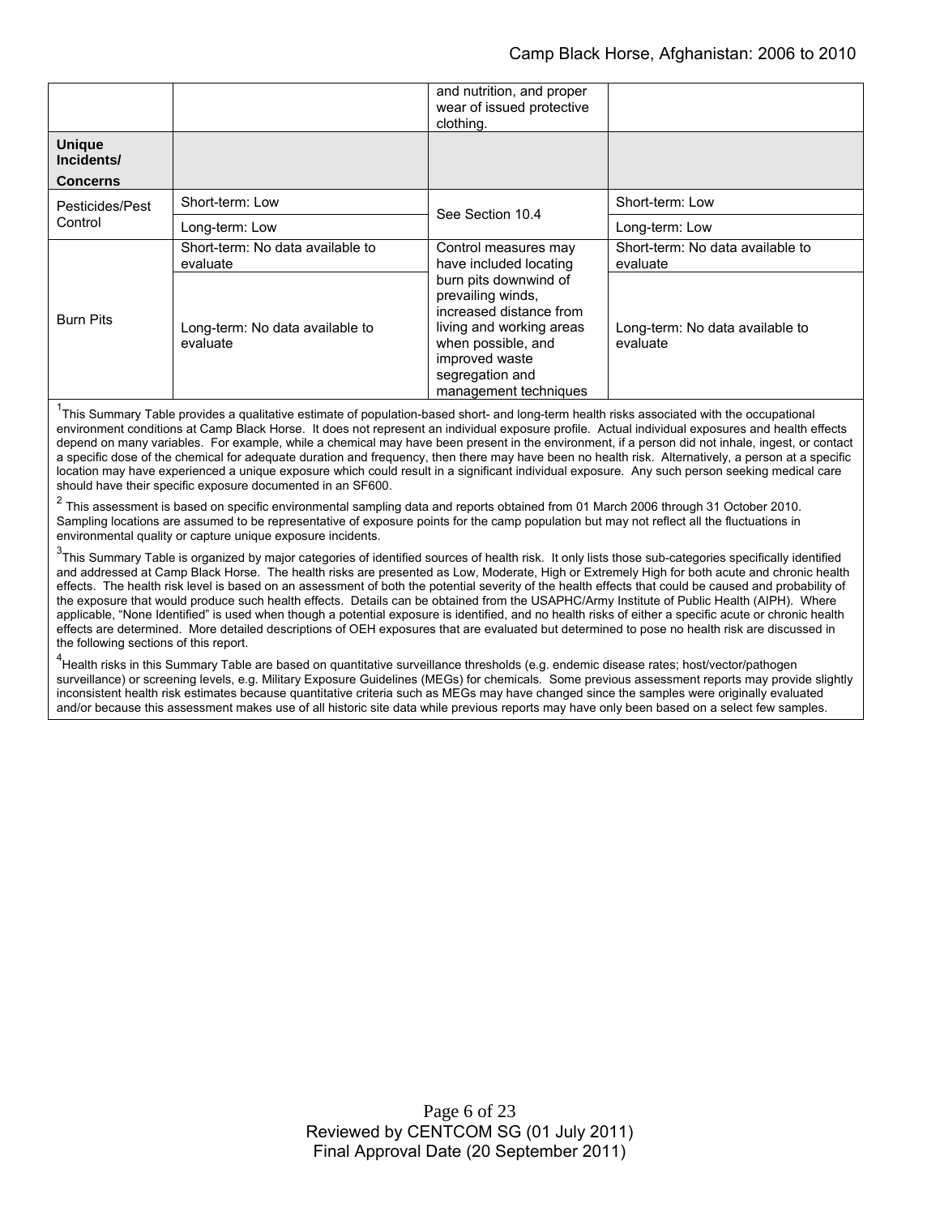| | | | |
|---|---|---|---|
| | | and nutrition, and proper wear of issued protective clothing. | |
| **Unique Incidents/ Concerns** | | | |
| Pesticides/Pest Control | Short-term: Low | See Section 10.4 | Short-term: Low |
| | Long-term: Low | | Long-term: Low |
| Burn Pits | Short-term: No data available to evaluate | Control measures may have included locating burn pits downwind of prevailing winds, increased distance from living and working areas when possible, and improved waste segregation and management techniques | Short-term: No data available to evaluate |
| | Long-term: No data available to evaluate | | Long-term: No data available to evaluate |

[1]This Summary Table provides a qualitative estimate of population-based short- and long-term health risks associated with the occupational environment conditions at Camp Black Horse. It does not represent an individual exposure profile. Actual individual exposures and health effects depend on many variables. For example, while a chemical may have been present in the environment, if a person did not inhale, ingest, or contact a specific dose of the chemical for adequate duration and frequency, then there may have been no health risk. Alternatively, a person at a specific location may have experienced a unique exposure which could result in a significant individual exposure. Any such person seeking medical care should have their specific exposure documented in an SF600.

[2] This assessment is based on specific environmental sampling data and reports obtained from 01 March 2006 through 31 October 2010. Sampling locations are assumed to be representative of exposure points for the camp population but may not reflect all the fluctuations in environmental quality or capture unique exposure incidents.

[3]This Summary Table is organized by major categories of identified sources of health risk. It only lists those sub-categories specifically identified and addressed at Camp Black Horse. The health risks are presented as Low, Moderate, High or Extremely High for both acute and chronic health effects. The health risk level is based on an assessment of both the potential severity of the health effects that could be caused and probability of the exposure that would produce such health effects. Details can be obtained from the USAPHC/Army Institute of Public Health (AIPH). Where applicable, "None Identified" is used when though a potential exposure is identified, and no health risks of either a specific acute or chronic health effects are determined. More detailed descriptions of OEH exposures that are evaluated but determined to pose no health risk are discussed in the following sections of this report.

[4]Health risks in this Summary Table are based on quantitative surveillance thresholds (e.g. endemic disease rates; host/vector/pathogen surveillance) or screening levels, e.g. Military Exposure Guidelines (MEGs) for chemicals. Some previous assessment reports may provide slightly inconsistent health risk estimates because quantitative criteria such as MEGs may have changed since the samples were originally evaluated and/or because this assessment makes use of all historic site data while previous reports may have only been based on a select few samples.

Reviewed by CENTCOM SG (01 July 2011)
Final Approval Date (20 September 2011)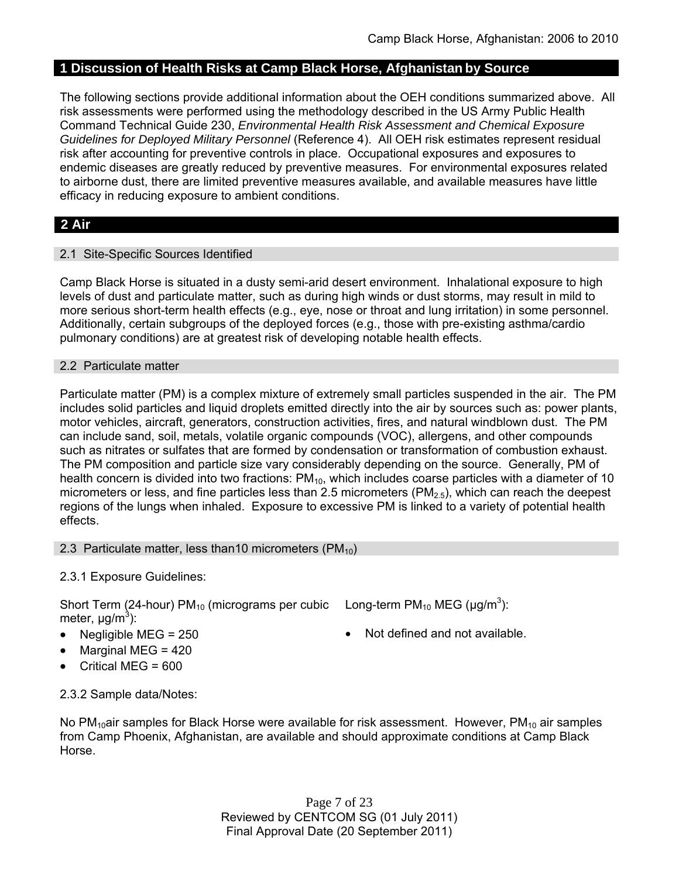## 1 Discussion of Health Risks at Camp Black Horse, Afghanistan by Source

The following sections provide additional information about the OEH conditions summarized above. All risk assessments were performed using the methodology described in the US Army Public Health Command Technical Guide 230, *Environmental Health Risk Assessment and Chemical Exposure Guidelines for Deployed Military Personnel* (Reference 4). All OEH risk estimates represent residual risk after accounting for preventive controls in place. Occupational exposures and exposures to endemic diseases are greatly reduced by preventive measures. For environmental exposures related to airborne dust, there are limited preventive measures available, and available measures have little efficacy in reducing exposure to ambient conditions.

## 2 Air

### 2.1 Site-Specific Sources Identified

Camp Black Horse is situated in a dusty semi-arid desert environment. Inhalational exposure to high levels of dust and particulate matter, such as during high winds or dust storms, may result in mild to more serious short-term health effects (e.g., eye, nose or throat and lung irritation) in some personnel. Additionally, certain subgroups of the deployed forces (e.g., those with pre-existing asthma/cardio pulmonary conditions) are at greatest risk of developing notable health effects.

### 2.2 Particulate matter

Particulate matter (PM) is a complex mixture of extremely small particles suspended in the air. The PM includes solid particles and liquid droplets emitted directly into the air by sources such as: power plants, motor vehicles, aircraft, generators, construction activities, fires, and natural windblown dust. The PM can include sand, soil, metals, volatile organic compounds (VOC), allergens, and other compounds such as nitrates or sulfates that are formed by condensation or transformation of combustion exhaust. The PM composition and particle size vary considerably depending on the source. Generally, PM of health concern is divided into two fractions: $PM_{10}$, which includes coarse particles with a diameter of 10 micrometers or less, and fine particles less than 2.5 micrometers ($PM_{2.5}$), which can reach the deepest regions of the lungs when inhaled. Exposure to excessive PM is linked to a variety of potential health effects.

### 2.3 Particulate matter, less than10 micrometers ($PM_{10}$)

2.3.1 Exposure Guidelines:

Short Term (24-hour) $PM_{10}$ (micrograms per cubic meter, $\mu g/m^3$):

- Negligible MEG = 250
- Marginal MEG = 420
- Critical MEG = 600

Long-term $PM_{10}$ MEG ($\mu g/m^3$):

- Not defined and not available.

2.3.2 Sample data/Notes:

No $PM_{10}$air samples for Black Horse were available for risk assessment. However, $PM_{10}$ air samples from Camp Phoenix, Afghanistan, are available and should approximate conditions at Camp Black Horse.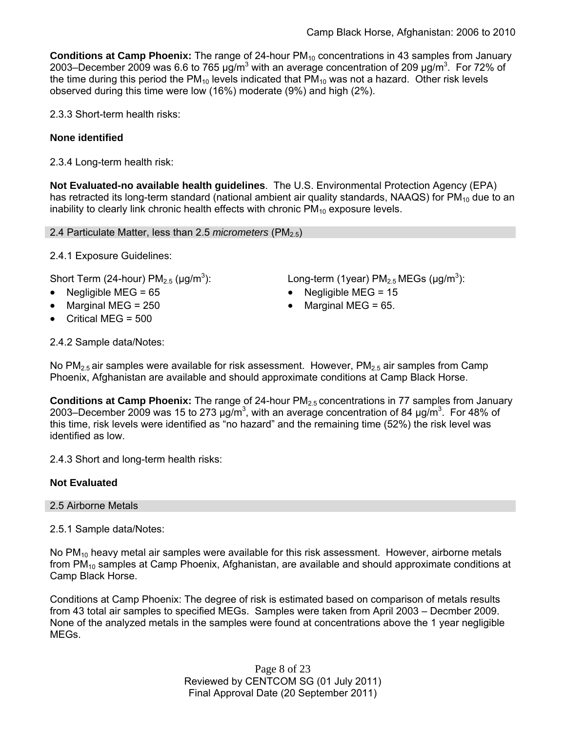**Conditions at Camp Phoenix:** The range of 24-hour $PM_{10}$ concentrations in 43 samples from January 2003–December 2009 was 6.6 to 765 µg/m$^3$ with an average concentration of 209 µg/m$^3$. For 72% of the time during this period the $PM_{10}$ levels indicated that $PM_{10}$ was not a hazard. Other risk levels observed during this time were low (16%) moderate (9%) and high (2%).

2.3.3 Short-term health risks:

**None identified**

2.3.4 Long-term health risk:

**Not Evaluated-no available health guidelines**. The U.S. Environmental Protection Agency (EPA) has retracted its long-term standard (national ambient air quality standards, NAAQS) for $PM_{10}$ due to an inability to clearly link chronic health effects with chronic $PM_{10}$ exposure levels.

## 2.4 Particulate Matter, less than 2.5 *micrometers* ($PM_{2.5}$)

2.4.1 Exposure Guidelines:

Short Term (24-hour) $PM_{2.5}$ (µg/m$^3$):

- Negligible MEG = 65
- Marginal MEG = 250
- Critical MEG = 500

Long-term (1year) $PM_{2.5}$ MEGs (µg/m$^3$):

- Negligible MEG = 15
- Marginal MEG = 65.

2.4.2 Sample data/Notes:

No $PM_{2.5}$ air samples were available for risk assessment. However, $PM_{2.5}$ air samples from Camp Phoenix, Afghanistan are available and should approximate conditions at Camp Black Horse.

**Conditions at Camp Phoenix:** The range of 24-hour $PM_{2.5}$ concentrations in 77 samples from January 2003–December 2009 was 15 to 273 µg/m$^3$, with an average concentration of 84 µg/m$^3$. For 48% of this time, risk levels were identified as "no hazard" and the remaining time (52%) the risk level was identified as low.

2.4.3 Short and long-term health risks:

**Not Evaluated**

## 2.5 Airborne Metals

2.5.1 Sample data/Notes:

No $PM_{10}$ heavy metal air samples were available for this risk assessment. However, airborne metals from $PM_{10}$ samples at Camp Phoenix, Afghanistan, are available and should approximate conditions at Camp Black Horse.

Conditions at Camp Phoenix: The degree of risk is estimated based on comparison of metals results from 43 total air samples to specified MEGs. Samples were taken from April 2003 – Decmber 2009. None of the analyzed metals in the samples were found at concentrations above the 1 year negligible MEGs.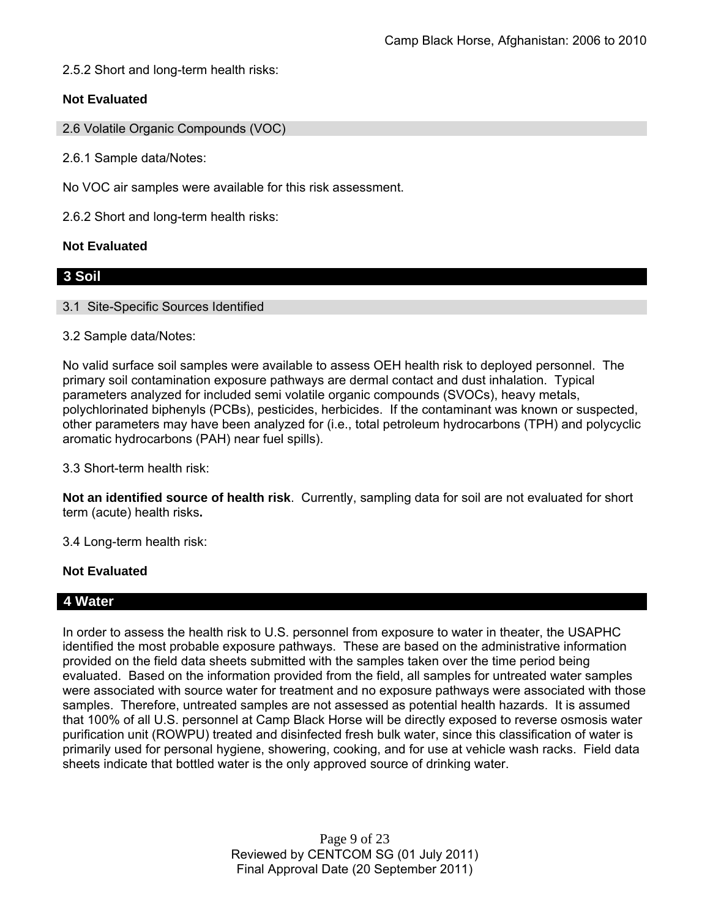2.5.2 Short and long-term health risks:

**Not Evaluated**

### 2.6 Volatile Organic Compounds (VOC)

2.6.1 Sample data/Notes:

No VOC air samples were available for this risk assessment.

2.6.2 Short and long-term health risks:

**Not Evaluated**

## 3 Soil

### 3.1 Site-Specific Sources Identified

3.2 Sample data/Notes:

No valid surface soil samples were available to assess OEH health risk to deployed personnel. The primary soil contamination exposure pathways are dermal contact and dust inhalation. Typical parameters analyzed for included semi volatile organic compounds (SVOCs), heavy metals, polychlorinated biphenyls (PCBs), pesticides, herbicides. If the contaminant was known or suspected, other parameters may have been analyzed for (i.e., total petroleum hydrocarbons (TPH) and polycyclic aromatic hydrocarbons (PAH) near fuel spills).

3.3 Short-term health risk:

**Not an identified source of health risk**. Currently, sampling data for soil are not evaluated for short term (acute) health risks**.**

3.4 Long-term health risk:

**Not Evaluated**

## 4 Water

In order to assess the health risk to U.S. personnel from exposure to water in theater, the USAPHC identified the most probable exposure pathways. These are based on the administrative information provided on the field data sheets submitted with the samples taken over the time period being evaluated. Based on the information provided from the field, all samples for untreated water samples were associated with source water for treatment and no exposure pathways were associated with those samples. Therefore, untreated samples are not assessed as potential health hazards. It is assumed that 100% of all U.S. personnel at Camp Black Horse will be directly exposed to reverse osmosis water purification unit (ROWPU) treated and disinfected fresh bulk water, since this classification of water is primarily used for personal hygiene, showering, cooking, and for use at vehicle wash racks. Field data sheets indicate that bottled water is the only approved source of drinking water.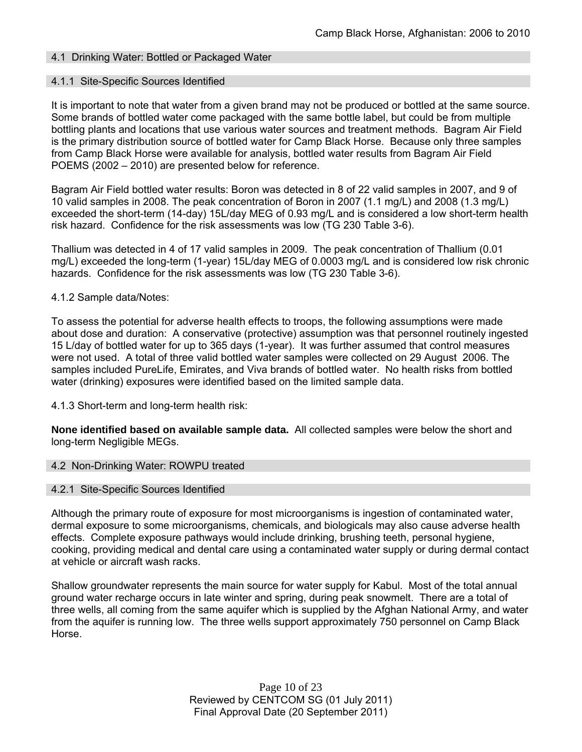## 4.1 Drinking Water: Bottled or Packaged Water

### 4.1.1 Site-Specific Sources Identified

It is important to note that water from a given brand may not be produced or bottled at the same source. Some brands of bottled water come packaged with the same bottle label, but could be from multiple bottling plants and locations that use various water sources and treatment methods. Bagram Air Field is the primary distribution source of bottled water for Camp Black Horse. Because only three samples from Camp Black Horse were available for analysis, bottled water results from Bagram Air Field POEMS (2002 – 2010) are presented below for reference.

Bagram Air Field bottled water results: Boron was detected in 8 of 22 valid samples in 2007, and 9 of 10 valid samples in 2008. The peak concentration of Boron in 2007 (1.1 mg/L) and 2008 (1.3 mg/L) exceeded the short-term (14-day) 15L/day MEG of 0.93 mg/L and is considered a low short-term health risk hazard. Confidence for the risk assessments was low (TG 230 Table 3-6).

Thallium was detected in 4 of 17 valid samples in 2009. The peak concentration of Thallium (0.01 mg/L) exceeded the long-term (1-year) 15L/day MEG of 0.0003 mg/L and is considered low risk chronic hazards. Confidence for the risk assessments was low (TG 230 Table 3-6).

4.1.2 Sample data/Notes:

To assess the potential for adverse health effects to troops, the following assumptions were made about dose and duration: A conservative (protective) assumption was that personnel routinely ingested 15 L/day of bottled water for up to 365 days (1-year). It was further assumed that control measures were not used. A total of three valid bottled water samples were collected on 29 August 2006. The samples included PureLife, Emirates, and Viva brands of bottled water. No health risks from bottled water (drinking) exposures were identified based on the limited sample data.

4.1.3 Short-term and long-term health risk:

**None identified based on available sample data.** All collected samples were below the short and long-term Negligible MEGs.

## 4.2 Non-Drinking Water: ROWPU treated

### 4.2.1 Site-Specific Sources Identified

Although the primary route of exposure for most microorganisms is ingestion of contaminated water, dermal exposure to some microorganisms, chemicals, and biologicals may also cause adverse health effects. Complete exposure pathways would include drinking, brushing teeth, personal hygiene, cooking, providing medical and dental care using a contaminated water supply or during dermal contact at vehicle or aircraft wash racks.

Shallow groundwater represents the main source for water supply for Kabul. Most of the total annual ground water recharge occurs in late winter and spring, during peak snowmelt. There are a total of three wells, all coming from the same aquifer which is supplied by the Afghan National Army, and water from the aquifer is running low. The three wells support approximately 750 personnel on Camp Black Horse.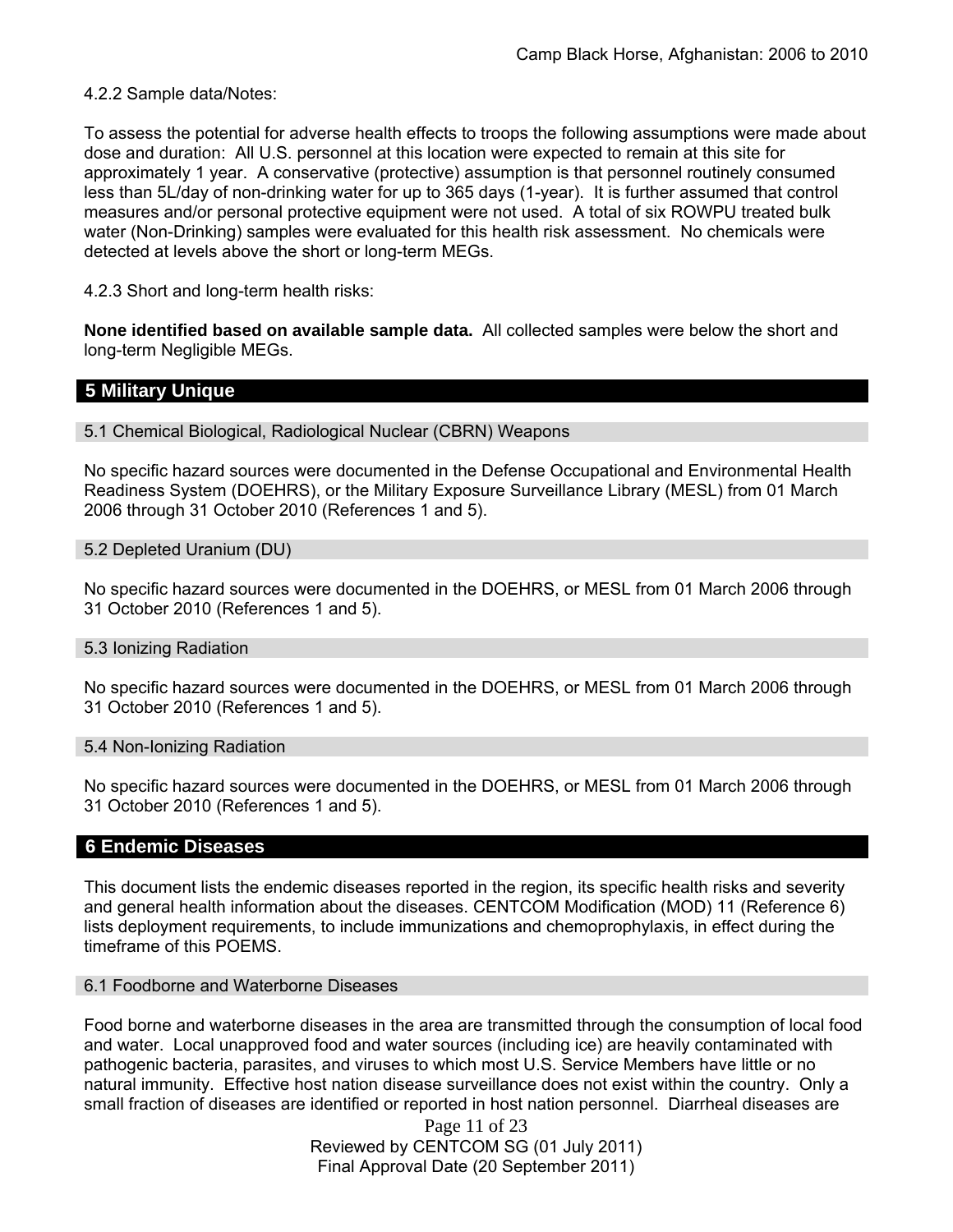4.2.2 Sample data/Notes:

To assess the potential for adverse health effects to troops the following assumptions were made about dose and duration: All U.S. personnel at this location were expected to remain at this site for approximately 1 year. A conservative (protective) assumption is that personnel routinely consumed less than 5L/day of non-drinking water for up to 365 days (1-year). It is further assumed that control measures and/or personal protective equipment were not used. A total of six ROWPU treated bulk water (Non-Drinking) samples were evaluated for this health risk assessment. No chemicals were detected at levels above the short or long-term MEGs.

4.2.3 Short and long-term health risks:

**None identified based on available sample data.** All collected samples were below the short and long-term Negligible MEGs.

## 5 Military Unique

### 5.1 Chemical Biological, Radiological Nuclear (CBRN) Weapons

No specific hazard sources were documented in the Defense Occupational and Environmental Health Readiness System (DOEHRS), or the Military Exposure Surveillance Library (MESL) from 01 March 2006 through 31 October 2010 (References 1 and 5).

### 5.2 Depleted Uranium (DU)

No specific hazard sources were documented in the DOEHRS, or MESL from 01 March 2006 through 31 October 2010 (References 1 and 5).

### 5.3 Ionizing Radiation

No specific hazard sources were documented in the DOEHRS, or MESL from 01 March 2006 through 31 October 2010 (References 1 and 5).

### 5.4 Non-Ionizing Radiation

No specific hazard sources were documented in the DOEHRS, or MESL from 01 March 2006 through 31 October 2010 (References 1 and 5).

## 6 Endemic Diseases

This document lists the endemic diseases reported in the region, its specific health risks and severity and general health information about the diseases. CENTCOM Modification (MOD) 11 (Reference 6) lists deployment requirements, to include immunizations and chemoprophylaxis, in effect during the timeframe of this POEMS.

### 6.1 Foodborne and Waterborne Diseases

Food borne and waterborne diseases in the area are transmitted through the consumption of local food and water. Local unapproved food and water sources (including ice) are heavily contaminated with pathogenic bacteria, parasites, and viruses to which most U.S. Service Members have little or no natural immunity. Effective host nation disease surveillance does not exist within the country. Only a small fraction of diseases are identified or reported in host nation personnel. Diarrheal diseases are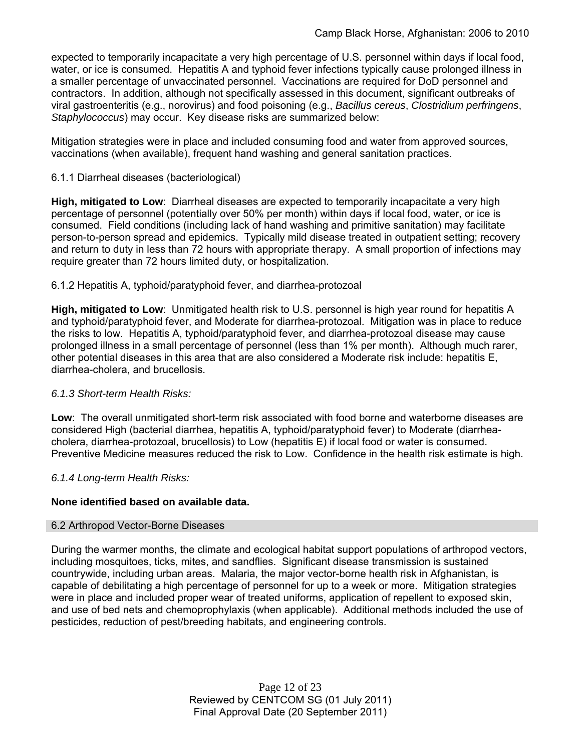expected to temporarily incapacitate a very high percentage of U.S. personnel within days if local food, water, or ice is consumed. Hepatitis A and typhoid fever infections typically cause prolonged illness in a smaller percentage of unvaccinated personnel. Vaccinations are required for DoD personnel and contractors. In addition, although not specifically assessed in this document, significant outbreaks of viral gastroenteritis (e.g., norovirus) and food poisoning (e.g., *Bacillus cereus*, *Clostridium perfringens*, *Staphylococcus*) may occur. Key disease risks are summarized below:

Mitigation strategies were in place and included consuming food and water from approved sources, vaccinations (when available), frequent hand washing and general sanitation practices.

#### 6.1.1 Diarrheal diseases (bacteriological)

**High, mitigated to Low**: Diarrheal diseases are expected to temporarily incapacitate a very high percentage of personnel (potentially over 50% per month) within days if local food, water, or ice is consumed. Field conditions (including lack of hand washing and primitive sanitation) may facilitate person-to-person spread and epidemics. Typically mild disease treated in outpatient setting; recovery and return to duty in less than 72 hours with appropriate therapy. A small proportion of infections may require greater than 72 hours limited duty, or hospitalization.

#### 6.1.2 Hepatitis A, typhoid/paratyphoid fever, and diarrhea-protozoal

**High, mitigated to Low**: Unmitigated health risk to U.S. personnel is high year round for hepatitis A and typhoid/paratyphoid fever, and Moderate for diarrhea-protozoal. Mitigation was in place to reduce the risks to low. Hepatitis A, typhoid/paratyphoid fever, and diarrhea-protozoal disease may cause prolonged illness in a small percentage of personnel (less than 1% per month). Although much rarer, other potential diseases in this area that are also considered a Moderate risk include: hepatitis E, diarrhea-cholera, and brucellosis.

#### *6.1.3 Short-term Health Risks:*

**Low**: The overall unmitigated short-term risk associated with food borne and waterborne diseases are considered High (bacterial diarrhea, hepatitis A, typhoid/paratyphoid fever) to Moderate (diarrhea-cholera, diarrhea-protozoal, brucellosis) to Low (hepatitis E) if local food or water is consumed. Preventive Medicine measures reduced the risk to Low. Confidence in the health risk estimate is high.

#### *6.1.4 Long-term Health Risks:*

**None identified based on available data.**

### 6.2 Arthropod Vector-Borne Diseases

During the warmer months, the climate and ecological habitat support populations of arthropod vectors, including mosquitoes, ticks, mites, and sandflies. Significant disease transmission is sustained countrywide, including urban areas. Malaria, the major vector-borne health risk in Afghanistan, is capable of debilitating a high percentage of personnel for up to a week or more. Mitigation strategies were in place and included proper wear of treated uniforms, application of repellent to exposed skin, and use of bed nets and chemoprophylaxis (when applicable). Additional methods included the use of pesticides, reduction of pest/breeding habitats, and engineering controls.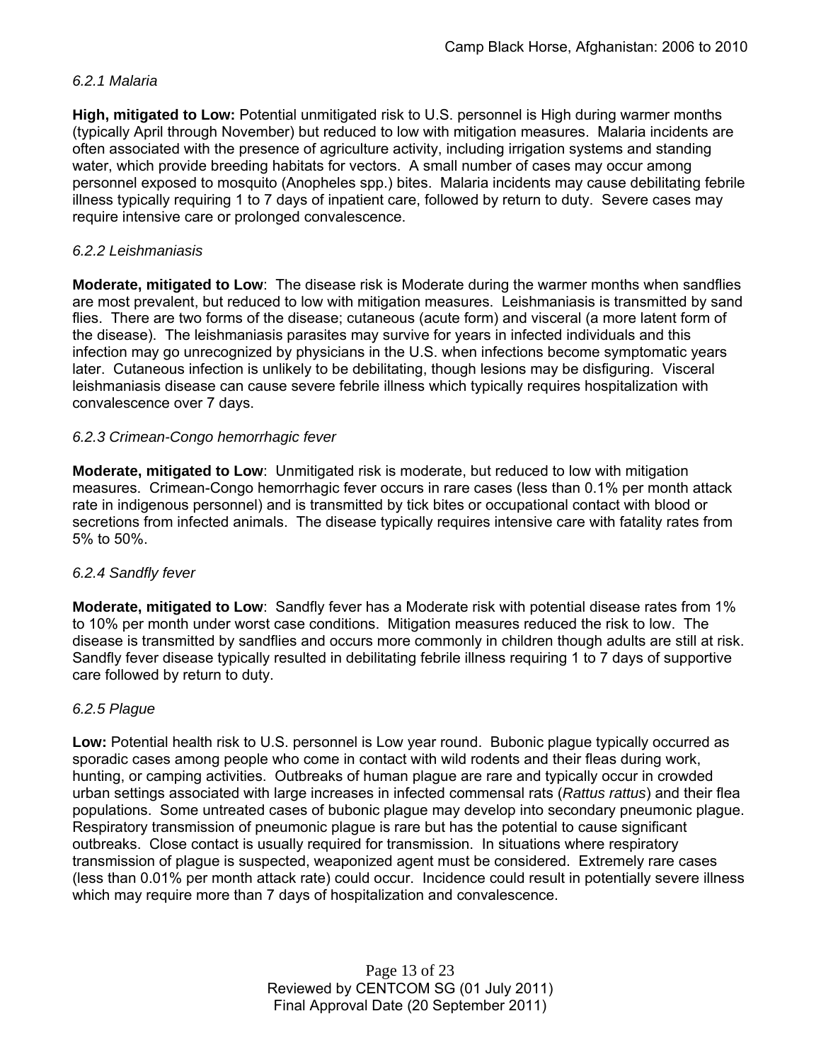*6.2.1 Malaria*

**High, mitigated to Low:** Potential unmitigated risk to U.S. personnel is High during warmer months (typically April through November) but reduced to low with mitigation measures. Malaria incidents are often associated with the presence of agriculture activity, including irrigation systems and standing water, which provide breeding habitats for vectors. A small number of cases may occur among personnel exposed to mosquito (Anopheles spp.) bites. Malaria incidents may cause debilitating febrile illness typically requiring 1 to 7 days of inpatient care, followed by return to duty. Severe cases may require intensive care or prolonged convalescence.

*6.2.2 Leishmaniasis*

**Moderate, mitigated to Low**: The disease risk is Moderate during the warmer months when sandflies are most prevalent, but reduced to low with mitigation measures. Leishmaniasis is transmitted by sand flies. There are two forms of the disease; cutaneous (acute form) and visceral (a more latent form of the disease). The leishmaniasis parasites may survive for years in infected individuals and this infection may go unrecognized by physicians in the U.S. when infections become symptomatic years later. Cutaneous infection is unlikely to be debilitating, though lesions may be disfiguring. Visceral leishmaniasis disease can cause severe febrile illness which typically requires hospitalization with convalescence over 7 days.

*6.2.3 Crimean-Congo hemorrhagic fever*

**Moderate, mitigated to Low**: Unmitigated risk is moderate, but reduced to low with mitigation measures. Crimean-Congo hemorrhagic fever occurs in rare cases (less than 0.1% per month attack rate in indigenous personnel) and is transmitted by tick bites or occupational contact with blood or secretions from infected animals. The disease typically requires intensive care with fatality rates from 5% to 50%.

*6.2.4 Sandfly fever*

**Moderate, mitigated to Low**: Sandfly fever has a Moderate risk with potential disease rates from 1% to 10% per month under worst case conditions. Mitigation measures reduced the risk to low. The disease is transmitted by sandflies and occurs more commonly in children though adults are still at risk. Sandfly fever disease typically resulted in debilitating febrile illness requiring 1 to 7 days of supportive care followed by return to duty.

*6.2.5 Plague*

**Low:** Potential health risk to U.S. personnel is Low year round. Bubonic plague typically occurred as sporadic cases among people who come in contact with wild rodents and their fleas during work, hunting, or camping activities. Outbreaks of human plague are rare and typically occur in crowded urban settings associated with large increases in infected commensal rats (*Rattus rattus*) and their flea populations. Some untreated cases of bubonic plague may develop into secondary pneumonic plague. Respiratory transmission of pneumonic plague is rare but has the potential to cause significant outbreaks. Close contact is usually required for transmission. In situations where respiratory transmission of plague is suspected, weaponized agent must be considered. Extremely rare cases (less than 0.01% per month attack rate) could occur. Incidence could result in potentially severe illness which may require more than 7 days of hospitalization and convalescence.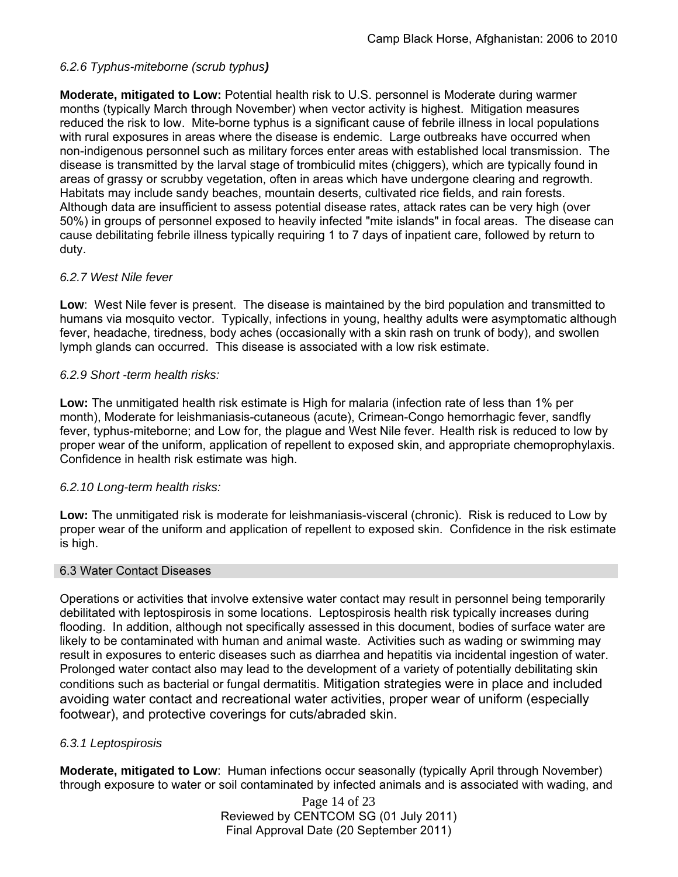*6.2.6 Typhus-miteborne (scrub typhus)*

**Moderate, mitigated to Low:** Potential health risk to U.S. personnel is Moderate during warmer months (typically March through November) when vector activity is highest. Mitigation measures reduced the risk to low. Mite-borne typhus is a significant cause of febrile illness in local populations with rural exposures in areas where the disease is endemic. Large outbreaks have occurred when non-indigenous personnel such as military forces enter areas with established local transmission. The disease is transmitted by the larval stage of trombiculid mites (chiggers), which are typically found in areas of grassy or scrubby vegetation, often in areas which have undergone clearing and regrowth. Habitats may include sandy beaches, mountain deserts, cultivated rice fields, and rain forests. Although data are insufficient to assess potential disease rates, attack rates can be very high (over 50%) in groups of personnel exposed to heavily infected "mite islands" in focal areas. The disease can cause debilitating febrile illness typically requiring 1 to 7 days of inpatient care, followed by return to duty.

*6.2.7 West Nile fever*

**Low**: West Nile fever is present. The disease is maintained by the bird population and transmitted to humans via mosquito vector. Typically, infections in young, healthy adults were asymptomatic although fever, headache, tiredness, body aches (occasionally with a skin rash on trunk of body), and swollen lymph glands can occurred. This disease is associated with a low risk estimate.

*6.2.9 Short -term health risks:*

**Low:** The unmitigated health risk estimate is High for malaria (infection rate of less than 1% per month), Moderate for leishmaniasis-cutaneous (acute), Crimean-Congo hemorrhagic fever, sandfly fever, typhus-miteborne; and Low for, the plague and West Nile fever. Health risk is reduced to low by proper wear of the uniform, application of repellent to exposed skin, and appropriate chemoprophylaxis. Confidence in health risk estimate was high.

*6.2.10 Long-term health risks:*

**Low:** The unmitigated risk is moderate for leishmaniasis-visceral (chronic). Risk is reduced to Low by proper wear of the uniform and application of repellent to exposed skin. Confidence in the risk estimate is high.

## 6.3 Water Contact Diseases

Operations or activities that involve extensive water contact may result in personnel being temporarily debilitated with leptospirosis in some locations. Leptospirosis health risk typically increases during flooding. In addition, although not specifically assessed in this document, bodies of surface water are likely to be contaminated with human and animal waste. Activities such as wading or swimming may result in exposures to enteric diseases such as diarrhea and hepatitis via incidental ingestion of water. Prolonged water contact also may lead to the development of a variety of potentially debilitating skin conditions such as bacterial or fungal dermatitis. Mitigation strategies were in place and included avoiding water contact and recreational water activities, proper wear of uniform (especially footwear), and protective coverings for cuts/abraded skin.

*6.3.1 Leptospirosis*

**Moderate, mitigated to Low**: Human infections occur seasonally (typically April through November) through exposure to water or soil contaminated by infected animals and is associated with wading, and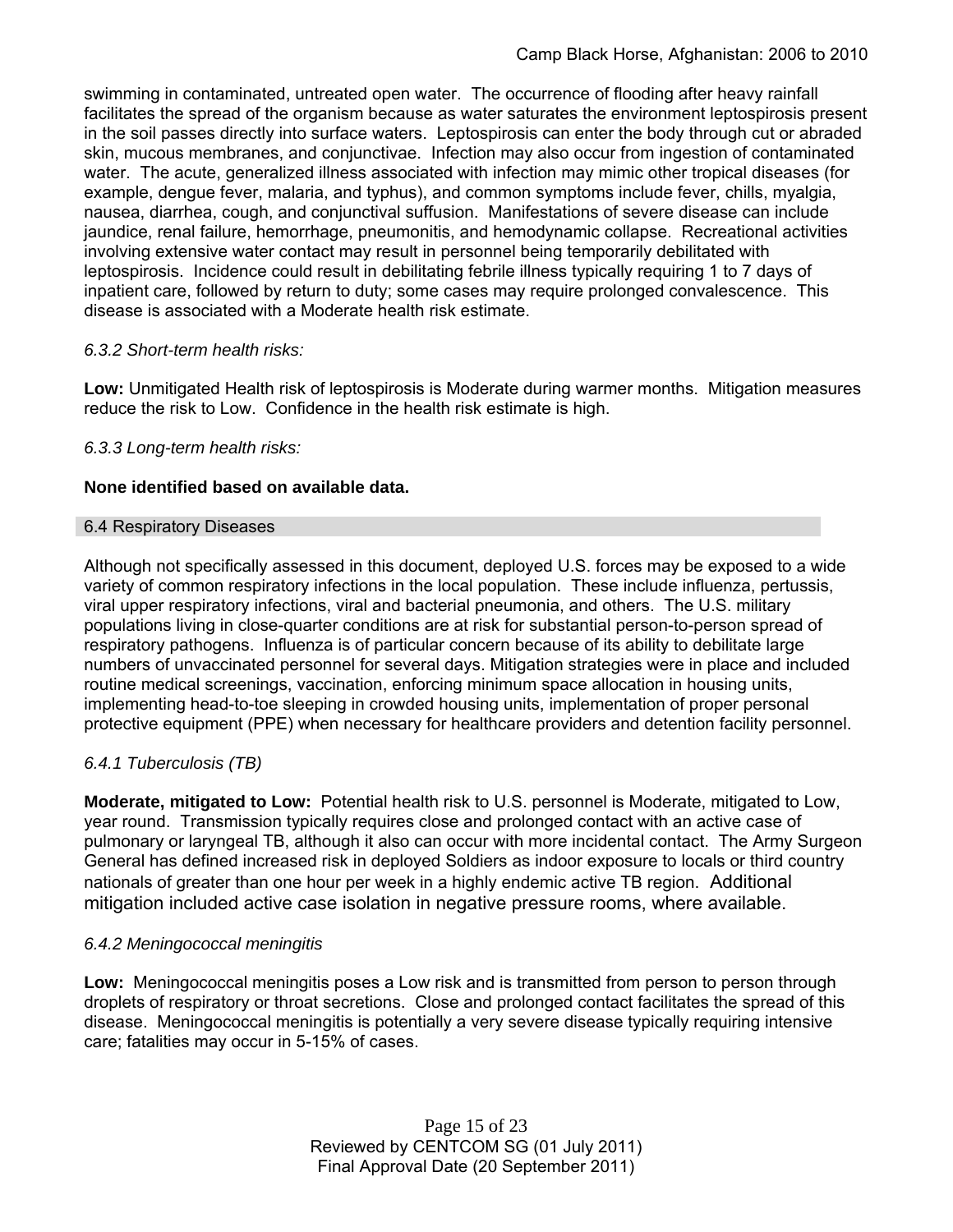swimming in contaminated, untreated open water. The occurrence of flooding after heavy rainfall facilitates the spread of the organism because as water saturates the environment leptospirosis present in the soil passes directly into surface waters. Leptospirosis can enter the body through cut or abraded skin, mucous membranes, and conjunctivae. Infection may also occur from ingestion of contaminated water. The acute, generalized illness associated with infection may mimic other tropical diseases (for example, dengue fever, malaria, and typhus), and common symptoms include fever, chills, myalgia, nausea, diarrhea, cough, and conjunctival suffusion. Manifestations of severe disease can include jaundice, renal failure, hemorrhage, pneumonitis, and hemodynamic collapse. Recreational activities involving extensive water contact may result in personnel being temporarily debilitated with leptospirosis. Incidence could result in debilitating febrile illness typically requiring 1 to 7 days of inpatient care, followed by return to duty; some cases may require prolonged convalescence. This disease is associated with a Moderate health risk estimate.

*6.3.2 Short-term health risks:*

**Low:** Unmitigated Health risk of leptospirosis is Moderate during warmer months. Mitigation measures reduce the risk to Low. Confidence in the health risk estimate is high.

*6.3.3 Long-term health risks:*

**None identified based on available data.**

## 6.4 Respiratory Diseases

Although not specifically assessed in this document, deployed U.S. forces may be exposed to a wide variety of common respiratory infections in the local population. These include influenza, pertussis, viral upper respiratory infections, viral and bacterial pneumonia, and others. The U.S. military populations living in close-quarter conditions are at risk for substantial person-to-person spread of respiratory pathogens. Influenza is of particular concern because of its ability to debilitate large numbers of unvaccinated personnel for several days. Mitigation strategies were in place and included routine medical screenings, vaccination, enforcing minimum space allocation in housing units, implementing head-to-toe sleeping in crowded housing units, implementation of proper personal protective equipment (PPE) when necessary for healthcare providers and detention facility personnel.

*6.4.1 Tuberculosis (TB)*

**Moderate, mitigated to Low:** Potential health risk to U.S. personnel is Moderate, mitigated to Low, year round. Transmission typically requires close and prolonged contact with an active case of pulmonary or laryngeal TB, although it also can occur with more incidental contact. The Army Surgeon General has defined increased risk in deployed Soldiers as indoor exposure to locals or third country nationals of greater than one hour per week in a highly endemic active TB region. Additional mitigation included active case isolation in negative pressure rooms, where available.

*6.4.2 Meningococcal meningitis*

**Low:** Meningococcal meningitis poses a Low risk and is transmitted from person to person through droplets of respiratory or throat secretions. Close and prolonged contact facilitates the spread of this disease. Meningococcal meningitis is potentially a very severe disease typically requiring intensive care; fatalities may occur in 5-15% of cases.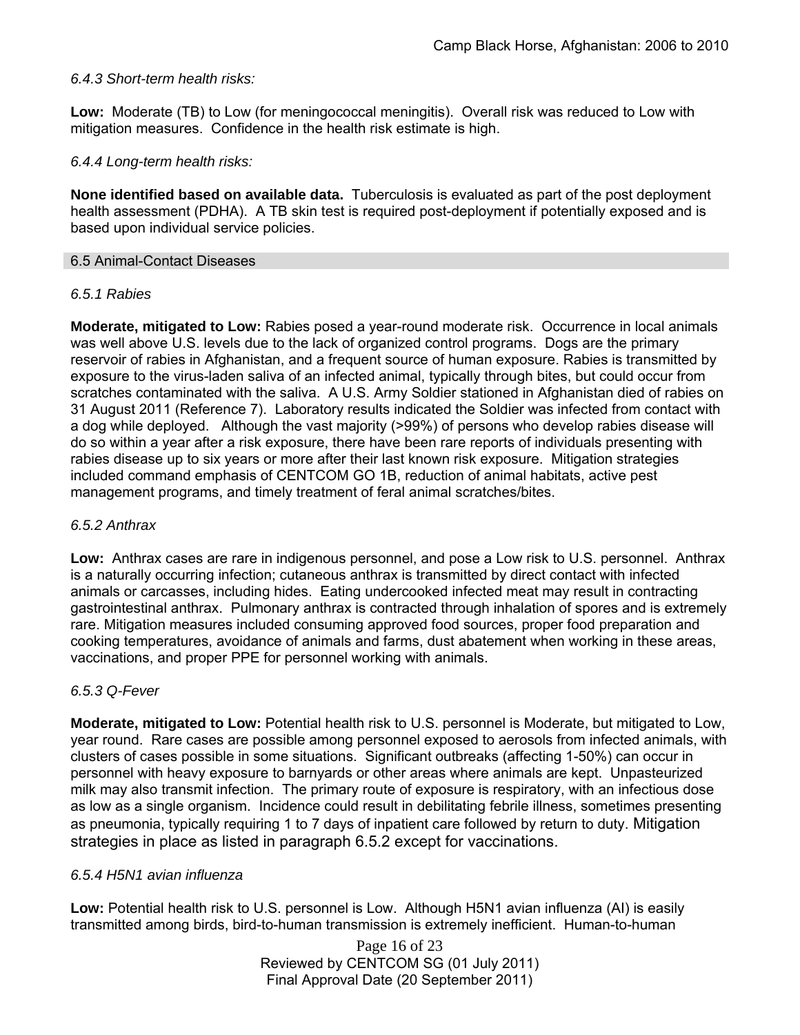*6.4.3 Short-term health risks:*

**Low:** Moderate (TB) to Low (for meningococcal meningitis). Overall risk was reduced to Low with mitigation measures. Confidence in the health risk estimate is high.

*6.4.4 Long-term health risks:*

**None identified based on available data.** Tuberculosis is evaluated as part of the post deployment health assessment (PDHA). A TB skin test is required post-deployment if potentially exposed and is based upon individual service policies.

## 6.5 Animal-Contact Diseases

*6.5.1 Rabies*

**Moderate, mitigated to Low:** Rabies posed a year-round moderate risk. Occurrence in local animals was well above U.S. levels due to the lack of organized control programs. Dogs are the primary reservoir of rabies in Afghanistan, and a frequent source of human exposure. Rabies is transmitted by exposure to the virus-laden saliva of an infected animal, typically through bites, but could occur from scratches contaminated with the saliva. A U.S. Army Soldier stationed in Afghanistan died of rabies on 31 August 2011 (Reference 7). Laboratory results indicated the Soldier was infected from contact with a dog while deployed. Although the vast majority (>99%) of persons who develop rabies disease will do so within a year after a risk exposure, there have been rare reports of individuals presenting with rabies disease up to six years or more after their last known risk exposure. Mitigation strategies included command emphasis of CENTCOM GO 1B, reduction of animal habitats, active pest management programs, and timely treatment of feral animal scratches/bites.

*6.5.2 Anthrax*

**Low:** Anthrax cases are rare in indigenous personnel, and pose a Low risk to U.S. personnel. Anthrax is a naturally occurring infection; cutaneous anthrax is transmitted by direct contact with infected animals or carcasses, including hides. Eating undercooked infected meat may result in contracting gastrointestinal anthrax. Pulmonary anthrax is contracted through inhalation of spores and is extremely rare. Mitigation measures included consuming approved food sources, proper food preparation and cooking temperatures, avoidance of animals and farms, dust abatement when working in these areas, vaccinations, and proper PPE for personnel working with animals.

*6.5.3 Q-Fever*

**Moderate, mitigated to Low:** Potential health risk to U.S. personnel is Moderate, but mitigated to Low, year round. Rare cases are possible among personnel exposed to aerosols from infected animals, with clusters of cases possible in some situations. Significant outbreaks (affecting 1-50%) can occur in personnel with heavy exposure to barnyards or other areas where animals are kept. Unpasteurized milk may also transmit infection. The primary route of exposure is respiratory, with an infectious dose as low as a single organism. Incidence could result in debilitating febrile illness, sometimes presenting as pneumonia, typically requiring 1 to 7 days of inpatient care followed by return to duty. Mitigation strategies in place as listed in paragraph 6.5.2 except for vaccinations.

*6.5.4 H5N1 avian influenza*

**Low:** Potential health risk to U.S. personnel is Low. Although H5N1 avian influenza (AI) is easily transmitted among birds, bird-to-human transmission is extremely inefficient. Human-to-human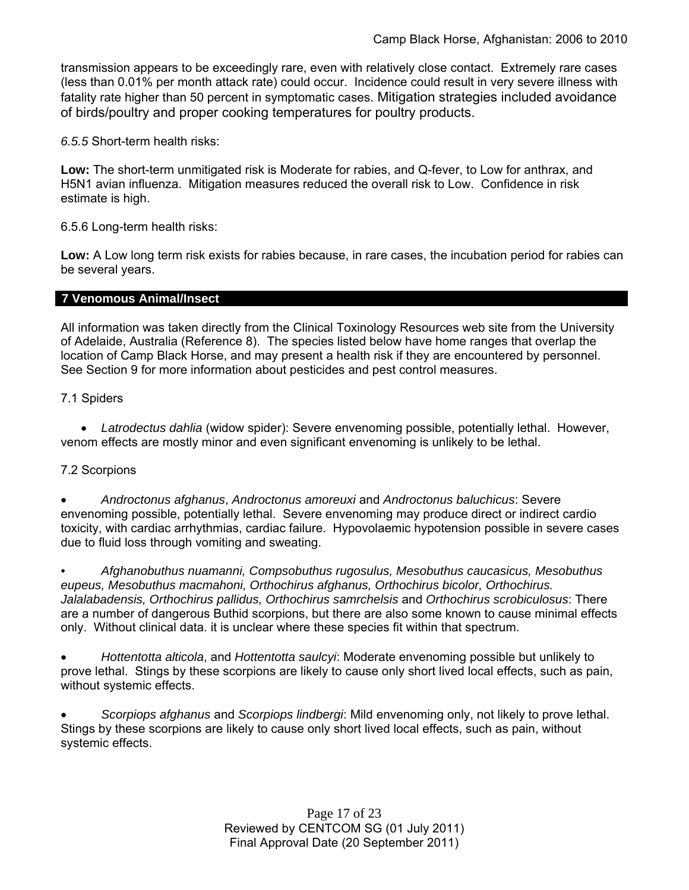transmission appears to be exceedingly rare, even with relatively close contact. Extremely rare cases (less than 0.01% per month attack rate) could occur. Incidence could result in very severe illness with fatality rate higher than 50 percent in symptomatic cases. Mitigation strategies included avoidance of birds/poultry and proper cooking temperatures for poultry products.

*6.5.5* Short-term health risks:

**Low:** The short-term unmitigated risk is Moderate for rabies, and Q-fever, to Low for anthrax, and H5N1 avian influenza. Mitigation measures reduced the overall risk to Low. Confidence in risk estimate is high.

6.5.6 Long-term health risks:

**Low:** A Low long term risk exists for rabies because, in rare cases, the incubation period for rabies can be several years.

## 7 Venomous Animal/Insect

All information was taken directly from the Clinical Toxinology Resources web site from the University of Adelaide, Australia (Reference 8). The species listed below have home ranges that overlap the location of Camp Black Horse, and may present a health risk if they are encountered by personnel. See Section 9 for more information about pesticides and pest control measures.

7.1 Spiders

- *Latrodectus dahlia* (widow spider): Severe envenoming possible, potentially lethal. However, venom effects are mostly minor and even significant envenoming is unlikely to be lethal.

7.2 Scorpions

- *Androctonus afghanus*, *Androctonus amoreuxi* and *Androctonus baluchicus*: Severe envenoming possible, potentially lethal. Severe envenoming may produce direct or indirect cardio toxicity, with cardiac arrhythmias, cardiac failure. Hypovolaemic hypotension possible in severe cases due to fluid loss through vomiting and sweating.

- *Afghanobuthus nuamanni, Compsobuthus rugosulus, Mesobuthus caucasicus, Mesobuthus eupeus, Mesobuthus macmahoni, Orthochirus afghanus, Orthochirus bicolor, Orthochirus. Jalalabadensis, Orthochirus pallidus, Orthochirus samrchelsis* and *Orthochirus scrobiculosus*: There are a number of dangerous Buthid scorpions, but there are also some known to cause minimal effects only. Without clinical data. it is unclear where these species fit within that spectrum.

- *Hottentotta alticola*, and *Hottentotta saulcyi*: Moderate envenoming possible but unlikely to prove lethal. Stings by these scorpions are likely to cause only short lived local effects, such as pain, without systemic effects.

- *Scorpiops afghanus* and *Scorpiops lindbergi*: Mild envenoming only, not likely to prove lethal. Stings by these scorpions are likely to cause only short lived local effects, such as pain, without systemic effects.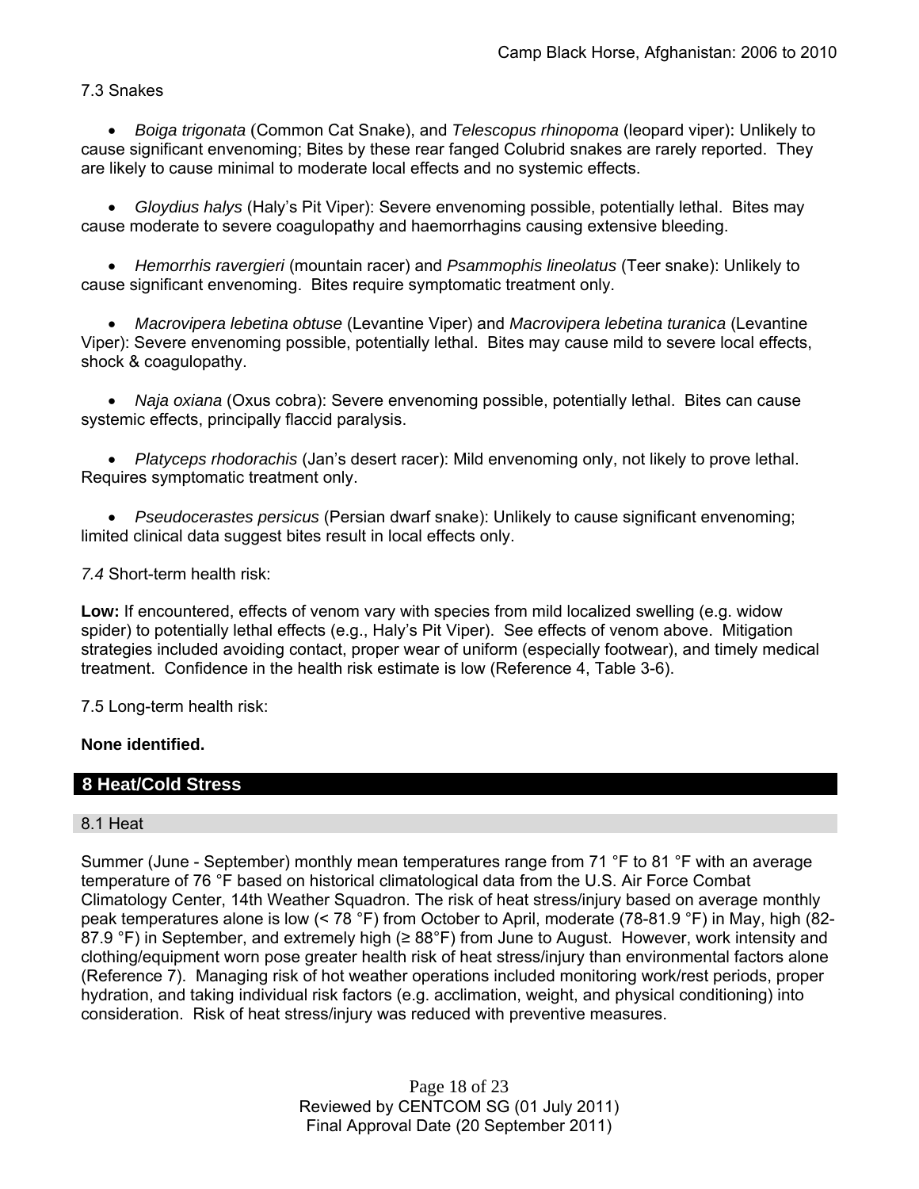7.3 Snakes

- *Boiga trigonata* (Common Cat Snake), and *Telescopus rhinopoma* (leopard viper): Unlikely to cause significant envenoming; Bites by these rear fanged Colubrid snakes are rarely reported. They are likely to cause minimal to moderate local effects and no systemic effects.

- *Gloydius halys* (Haly's Pit Viper): Severe envenoming possible, potentially lethal. Bites may cause moderate to severe coagulopathy and haemorrhagins causing extensive bleeding.

- *Hemorrhis ravergieri* (mountain racer) and *Psammophis lineolatus* (Teer snake): Unlikely to cause significant envenoming. Bites require symptomatic treatment only.

- *Macrovipera lebetina obtuse* (Levantine Viper) and *Macrovipera lebetina turanica* (Levantine Viper): Severe envenoming possible, potentially lethal. Bites may cause mild to severe local effects, shock & coagulopathy.

- *Naja oxiana* (Oxus cobra): Severe envenoming possible, potentially lethal. Bites can cause systemic effects, principally flaccid paralysis.

- *Platyceps rhodorachis* (Jan's desert racer): Mild envenoming only, not likely to prove lethal. Requires symptomatic treatment only.

- *Pseudocerastes persicus* (Persian dwarf snake): Unlikely to cause significant envenoming; limited clinical data suggest bites result in local effects only.

*7.4* Short-term health risk:

**Low:** If encountered, effects of venom vary with species from mild localized swelling (e.g. widow spider) to potentially lethal effects (e.g., Haly's Pit Viper). See effects of venom above. Mitigation strategies included avoiding contact, proper wear of uniform (especially footwear), and timely medical treatment. Confidence in the health risk estimate is low (Reference 4, Table 3-6).

7.5 Long-term health risk:

**None identified.**

## 8 Heat/Cold Stress

### 8.1 Heat

Summer (June - September) monthly mean temperatures range from 71 °F to 81 °F with an average temperature of 76 °F based on historical climatological data from the U.S. Air Force Combat Climatology Center, 14th Weather Squadron. The risk of heat stress/injury based on average monthly peak temperatures alone is low (< 78 °F) from October to April, moderate (78-81.9 °F) in May, high (82-87.9 °F) in September, and extremely high (≥ 88°F) from June to August. However, work intensity and clothing/equipment worn pose greater health risk of heat stress/injury than environmental factors alone (Reference 7). Managing risk of hot weather operations included monitoring work/rest periods, proper hydration, and taking individual risk factors (e.g. acclimation, weight, and physical conditioning) into consideration. Risk of heat stress/injury was reduced with preventive measures.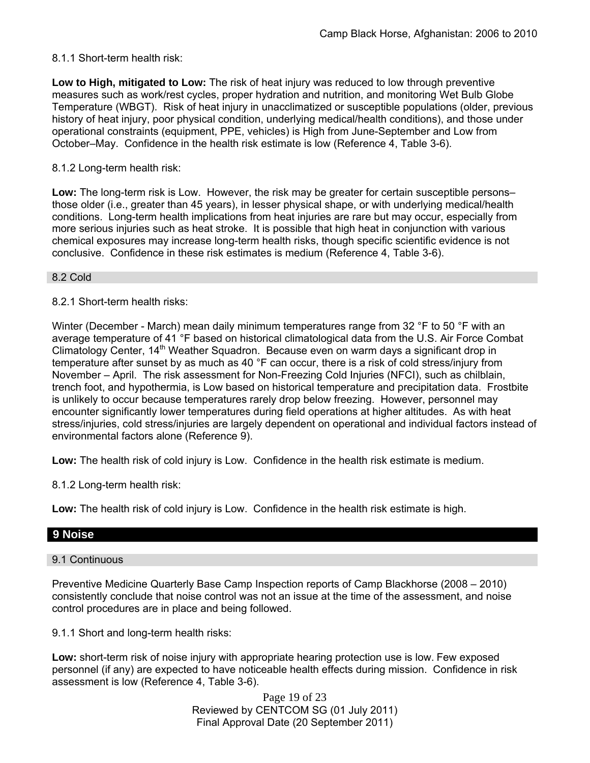8.1.1 Short-term health risk:

**Low to High, mitigated to Low:** The risk of heat injury was reduced to low through preventive measures such as work/rest cycles, proper hydration and nutrition, and monitoring Wet Bulb Globe Temperature (WBGT). Risk of heat injury in unacclimatized or susceptible populations (older, previous history of heat injury, poor physical condition, underlying medical/health conditions), and those under operational constraints (equipment, PPE, vehicles) is High from June-September and Low from October–May. Confidence in the health risk estimate is low (Reference 4, Table 3-6).

8.1.2 Long-term health risk:

**Low:** The long-term risk is Low. However, the risk may be greater for certain susceptible persons–those older (i.e., greater than 45 years), in lesser physical shape, or with underlying medical/health conditions. Long-term health implications from heat injuries are rare but may occur, especially from more serious injuries such as heat stroke. It is possible that high heat in conjunction with various chemical exposures may increase long-term health risks, though specific scientific evidence is not conclusive. Confidence in these risk estimates is medium (Reference 4, Table 3-6).

### 8.2 Cold

8.2.1 Short-term health risks:

Winter (December - March) mean daily minimum temperatures range from 32 °F to 50 °F with an average temperature of 41 °F based on historical climatological data from the U.S. Air Force Combat Climatology Center, 14th Weather Squadron. Because even on warm days a significant drop in temperature after sunset by as much as 40 °F can occur, there is a risk of cold stress/injury from November – April. The risk assessment for Non-Freezing Cold Injuries (NFCI), such as chilblain, trench foot, and hypothermia, is Low based on historical temperature and precipitation data. Frostbite is unlikely to occur because temperatures rarely drop below freezing. However, personnel may encounter significantly lower temperatures during field operations at higher altitudes. As with heat stress/injuries, cold stress/injuries are largely dependent on operational and individual factors instead of environmental factors alone (Reference 9).

**Low:** The health risk of cold injury is Low. Confidence in the health risk estimate is medium.

8.1.2 Long-term health risk:

**Low:** The health risk of cold injury is Low. Confidence in the health risk estimate is high.

## 9 Noise

### 9.1 Continuous

Preventive Medicine Quarterly Base Camp Inspection reports of Camp Blackhorse (2008 – 2010) consistently conclude that noise control was not an issue at the time of the assessment, and noise control procedures are in place and being followed.

9.1.1 Short and long-term health risks:

**Low:** short-term risk of noise injury with appropriate hearing protection use is low. Few exposed personnel (if any) are expected to have noticeable health effects during mission. Confidence in risk assessment is low (Reference 4, Table 3-6).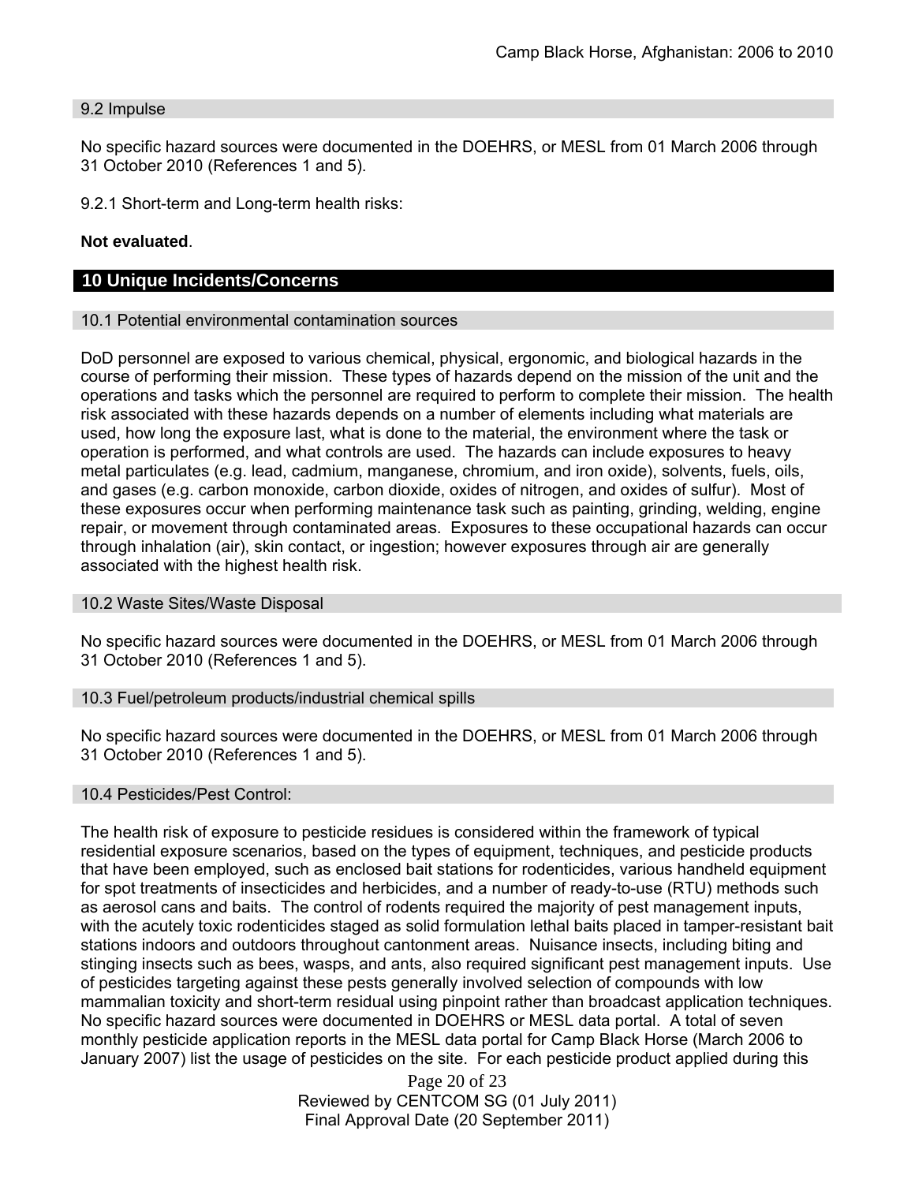### 9.2 Impulse

No specific hazard sources were documented in the DOEHRS, or MESL from 01 March 2006 through 31 October 2010 (References 1 and 5).

9.2.1 Short-term and Long-term health risks:

**Not evaluated**.

## 10 Unique Incidents/Concerns

### 10.1 Potential environmental contamination sources

DoD personnel are exposed to various chemical, physical, ergonomic, and biological hazards in the course of performing their mission. These types of hazards depend on the mission of the unit and the operations and tasks which the personnel are required to perform to complete their mission. The health risk associated with these hazards depends on a number of elements including what materials are used, how long the exposure last, what is done to the material, the environment where the task or operation is performed, and what controls are used. The hazards can include exposures to heavy metal particulates (e.g. lead, cadmium, manganese, chromium, and iron oxide), solvents, fuels, oils, and gases (e.g. carbon monoxide, carbon dioxide, oxides of nitrogen, and oxides of sulfur). Most of these exposures occur when performing maintenance task such as painting, grinding, welding, engine repair, or movement through contaminated areas. Exposures to these occupational hazards can occur through inhalation (air), skin contact, or ingestion; however exposures through air are generally associated with the highest health risk.

### 10.2 Waste Sites/Waste Disposal

No specific hazard sources were documented in the DOEHRS, or MESL from 01 March 2006 through 31 October 2010 (References 1 and 5).

### 10.3 Fuel/petroleum products/industrial chemical spills

No specific hazard sources were documented in the DOEHRS, or MESL from 01 March 2006 through 31 October 2010 (References 1 and 5).

### 10.4 Pesticides/Pest Control:

The health risk of exposure to pesticide residues is considered within the framework of typical residential exposure scenarios, based on the types of equipment, techniques, and pesticide products that have been employed, such as enclosed bait stations for rodenticides, various handheld equipment for spot treatments of insecticides and herbicides, and a number of ready-to-use (RTU) methods such as aerosol cans and baits. The control of rodents required the majority of pest management inputs, with the acutely toxic rodenticides staged as solid formulation lethal baits placed in tamper-resistant bait stations indoors and outdoors throughout cantonment areas. Nuisance insects, including biting and stinging insects such as bees, wasps, and ants, also required significant pest management inputs. Use of pesticides targeting against these pests generally involved selection of compounds with low mammalian toxicity and short-term residual using pinpoint rather than broadcast application techniques. No specific hazard sources were documented in DOEHRS or MESL data portal. A total of seven monthly pesticide application reports in the MESL data portal for Camp Black Horse (March 2006 to January 2007) list the usage of pesticides on the site. For each pesticide product applied during this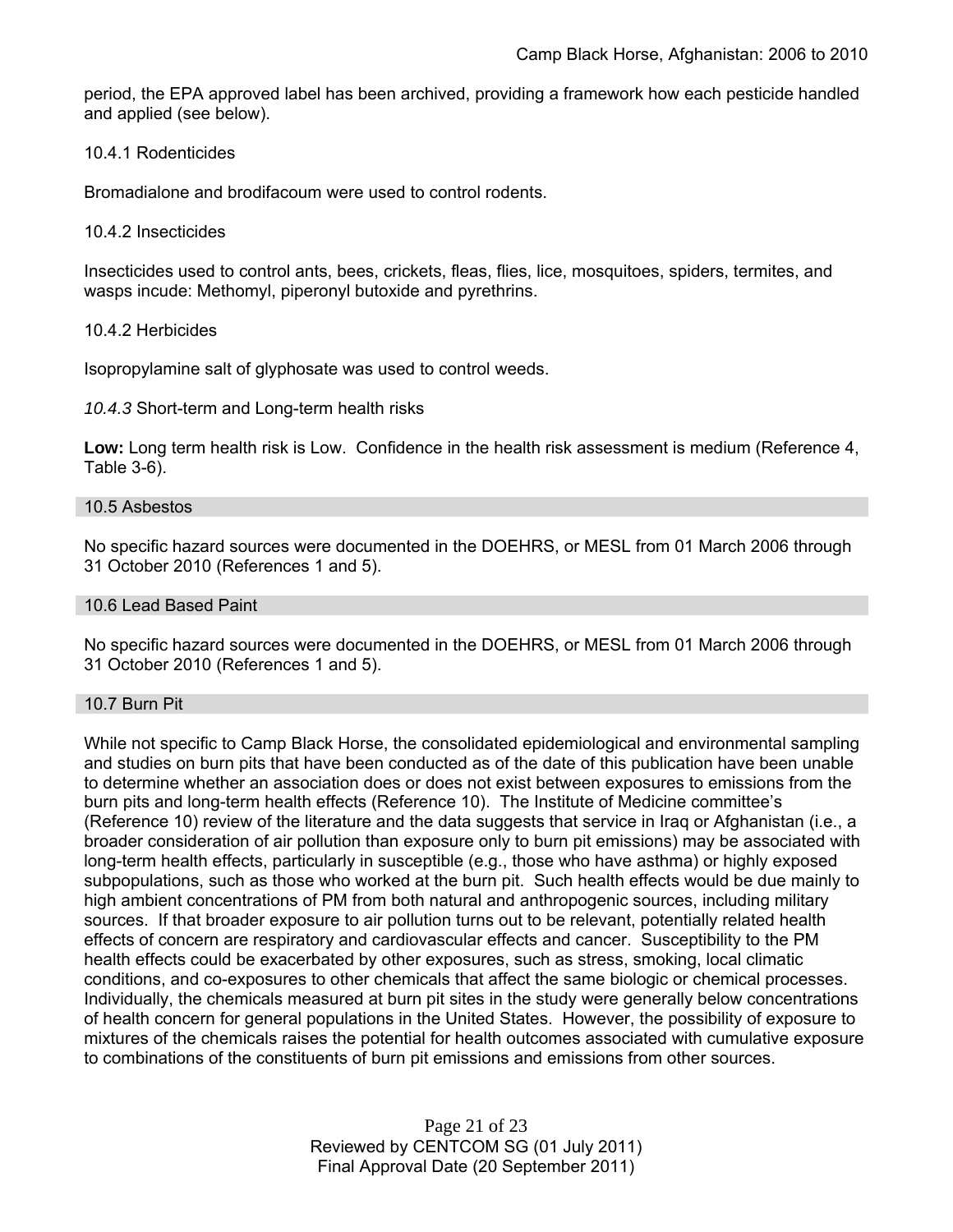period, the EPA approved label has been archived, providing a framework how each pesticide handled and applied (see below).

10.4.1 Rodenticides

Bromadialone and brodifacoum were used to control rodents.

10.4.2 Insecticides

Insecticides used to control ants, bees, crickets, fleas, flies, lice, mosquitoes, spiders, termites, and wasps incude: Methomyl, piperonyl butoxide and pyrethrins.

10.4.2 Herbicides

Isopropylamine salt of glyphosate was used to control weeds.

*10.4.3* Short-term and Long-term health risks

**Low:** Long term health risk is Low. Confidence in the health risk assessment is medium (Reference 4, Table 3-6).

## 10.5 Asbestos

No specific hazard sources were documented in the DOEHRS, or MESL from 01 March 2006 through 31 October 2010 (References 1 and 5).

## 10.6 Lead Based Paint

No specific hazard sources were documented in the DOEHRS, or MESL from 01 March 2006 through 31 October 2010 (References 1 and 5).

## 10.7 Burn Pit

While not specific to Camp Black Horse, the consolidated epidemiological and environmental sampling and studies on burn pits that have been conducted as of the date of this publication have been unable to determine whether an association does or does not exist between exposures to emissions from the burn pits and long-term health effects (Reference 10). The Institute of Medicine committee's (Reference 10) review of the literature and the data suggests that service in Iraq or Afghanistan (i.e., a broader consideration of air pollution than exposure only to burn pit emissions) may be associated with long-term health effects, particularly in susceptible (e.g., those who have asthma) or highly exposed subpopulations, such as those who worked at the burn pit. Such health effects would be due mainly to high ambient concentrations of PM from both natural and anthropogenic sources, including military sources. If that broader exposure to air pollution turns out to be relevant, potentially related health effects of concern are respiratory and cardiovascular effects and cancer. Susceptibility to the PM health effects could be exacerbated by other exposures, such as stress, smoking, local climatic conditions, and co-exposures to other chemicals that affect the same biologic or chemical processes. Individually, the chemicals measured at burn pit sites in the study were generally below concentrations of health concern for general populations in the United States. However, the possibility of exposure to mixtures of the chemicals raises the potential for health outcomes associated with cumulative exposure to combinations of the constituents of burn pit emissions and emissions from other sources.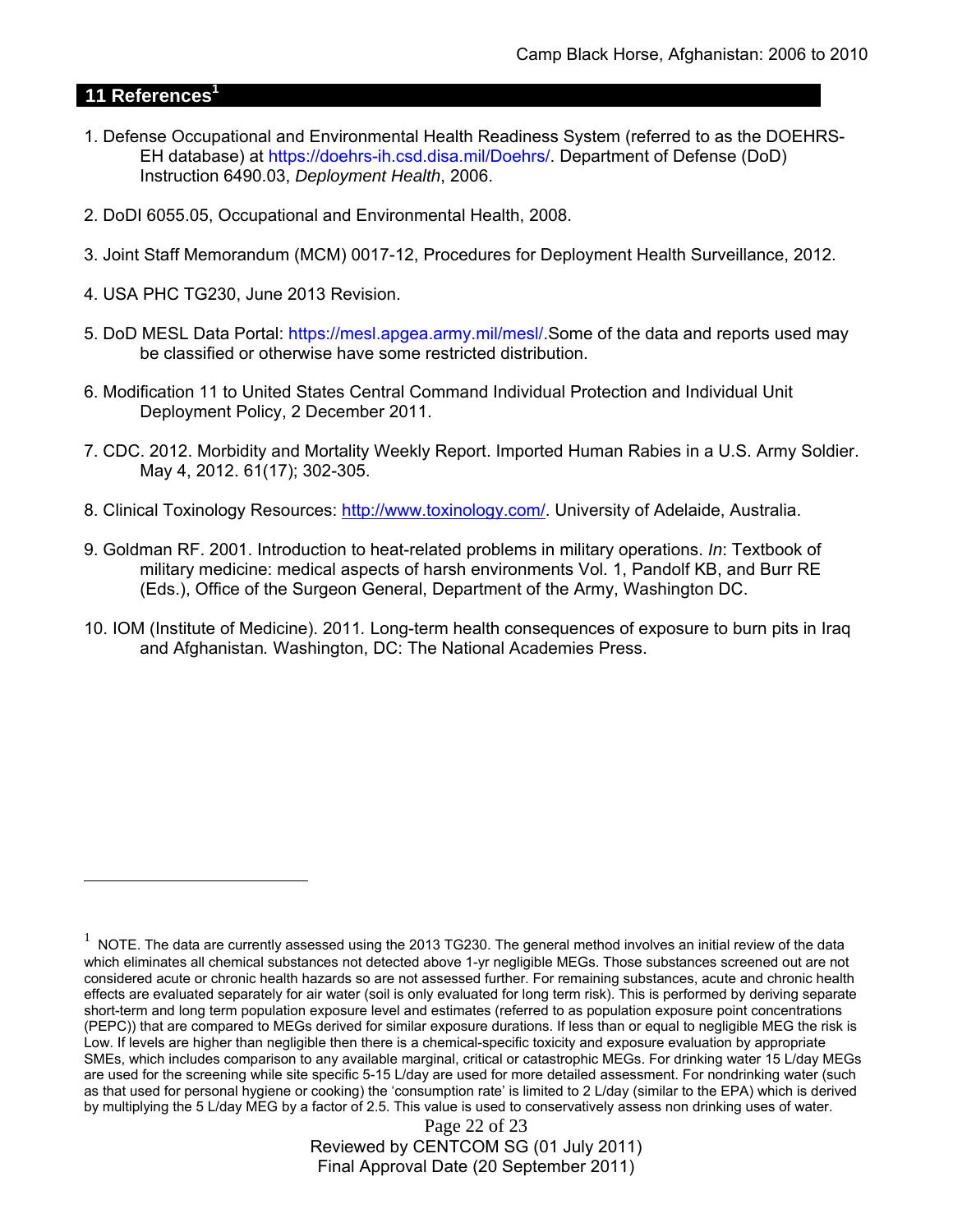## 11 References[1]

1. Defense Occupational and Environmental Health Readiness System (referred to as the DOEHRS-EH database) at https://doehrs-ih.csd.disa.mil/Doehrs/. Department of Defense (DoD) Instruction 6490.03, *Deployment Health*, 2006.

2. DoDI 6055.05, Occupational and Environmental Health, 2008.

3. Joint Staff Memorandum (MCM) 0017-12, Procedures for Deployment Health Surveillance, 2012.

4. USA PHC TG230, June 2013 Revision.

5. DoD MESL Data Portal: https://mesl.apgea.army.mil/mesl/.Some of the data and reports used may be classified or otherwise have some restricted distribution.

6. Modification 11 to United States Central Command Individual Protection and Individual Unit Deployment Policy, 2 December 2011.

7. CDC. 2012. Morbidity and Mortality Weekly Report. Imported Human Rabies in a U.S. Army Soldier. May 4, 2012. 61(17); 302-305.

8. Clinical Toxinology Resources: http://www.toxinology.com/. University of Adelaide, Australia.

9. Goldman RF. 2001. Introduction to heat-related problems in military operations. *In*: Textbook of military medicine: medical aspects of harsh environments Vol. 1, Pandolf KB, and Burr RE (Eds.), Office of the Surgeon General, Department of the Army, Washington DC.

10. IOM (Institute of Medicine). 2011*.* Long-term health consequences of exposure to burn pits in Iraq and Afghanistan*.* Washington, DC: The National Academies Press.

---

[1] NOTE. The data are currently assessed using the 2013 TG230. The general method involves an initial review of the data which eliminates all chemical substances not detected above 1-yr negligible MEGs. Those substances screened out are not considered acute or chronic health hazards so are not assessed further. For remaining substances, acute and chronic health effects are evaluated separately for air water (soil is only evaluated for long term risk). This is performed by deriving separate short-term and long term population exposure level and estimates (referred to as population exposure point concentrations (PEPC)) that are compared to MEGs derived for similar exposure durations. If less than or equal to negligible MEG the risk is Low. If levels are higher than negligible then there is a chemical-specific toxicity and exposure evaluation by appropriate SMEs, which includes comparison to any available marginal, critical or catastrophic MEGs. For drinking water 15 L/day MEGs are used for the screening while site specific 5-15 L/day are used for more detailed assessment. For nondrinking water (such as that used for personal hygiene or cooking) the 'consumption rate' is limited to 2 L/day (similar to the EPA) which is derived by multiplying the 5 L/day MEG by a factor of 2.5. This value is used to conservatively assess non drinking uses of water.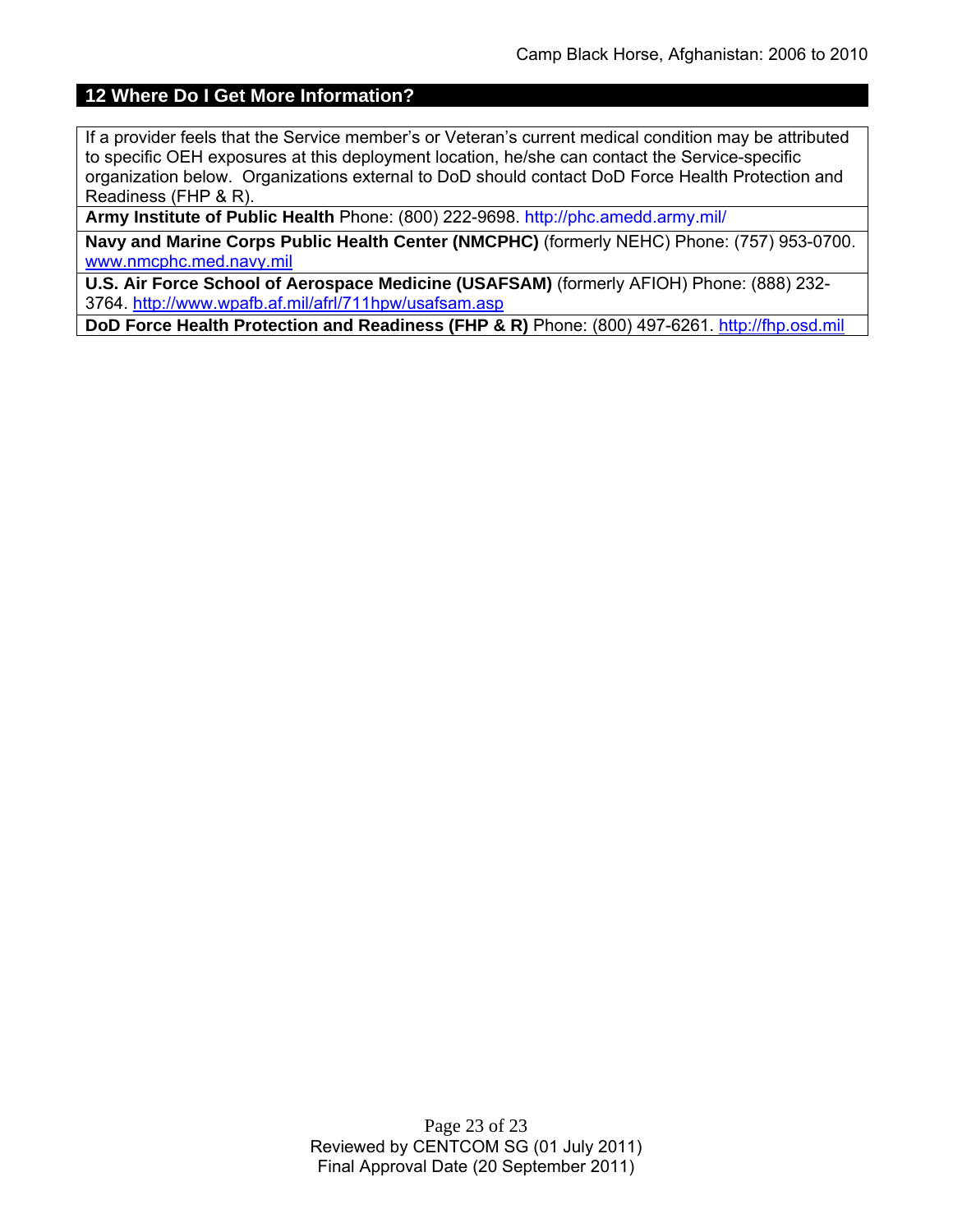## 12 Where Do I Get More Information?

If a provider feels that the Service member's or Veteran's current medical condition may be attributed to specific OEH exposures at this deployment location, he/she can contact the Service-specific organization below. Organizations external to DoD should contact DoD Force Health Protection and Readiness (FHP & R).

**Army Institute of Public Health** Phone: (800) 222-9698. http://phc.amedd.army.mil/

**Navy and Marine Corps Public Health Center (NMCPHC)** (formerly NEHC) Phone: (757) 953-0700. www.nmcphc.med.navy.mil

**U.S. Air Force School of Aerospace Medicine (USAFSAM)** (formerly AFIOH) Phone: (888) 232-3764. http://www.wpafb.af.mil/afrl/711hpw/usafsam.asp

**DoD Force Health Protection and Readiness (FHP & R)** Phone: (800) 497-6261. http://fhp.osd.mil

Reviewed by CENTCOM SG (01 July 2011)
Final Approval Date (20 September 2011)